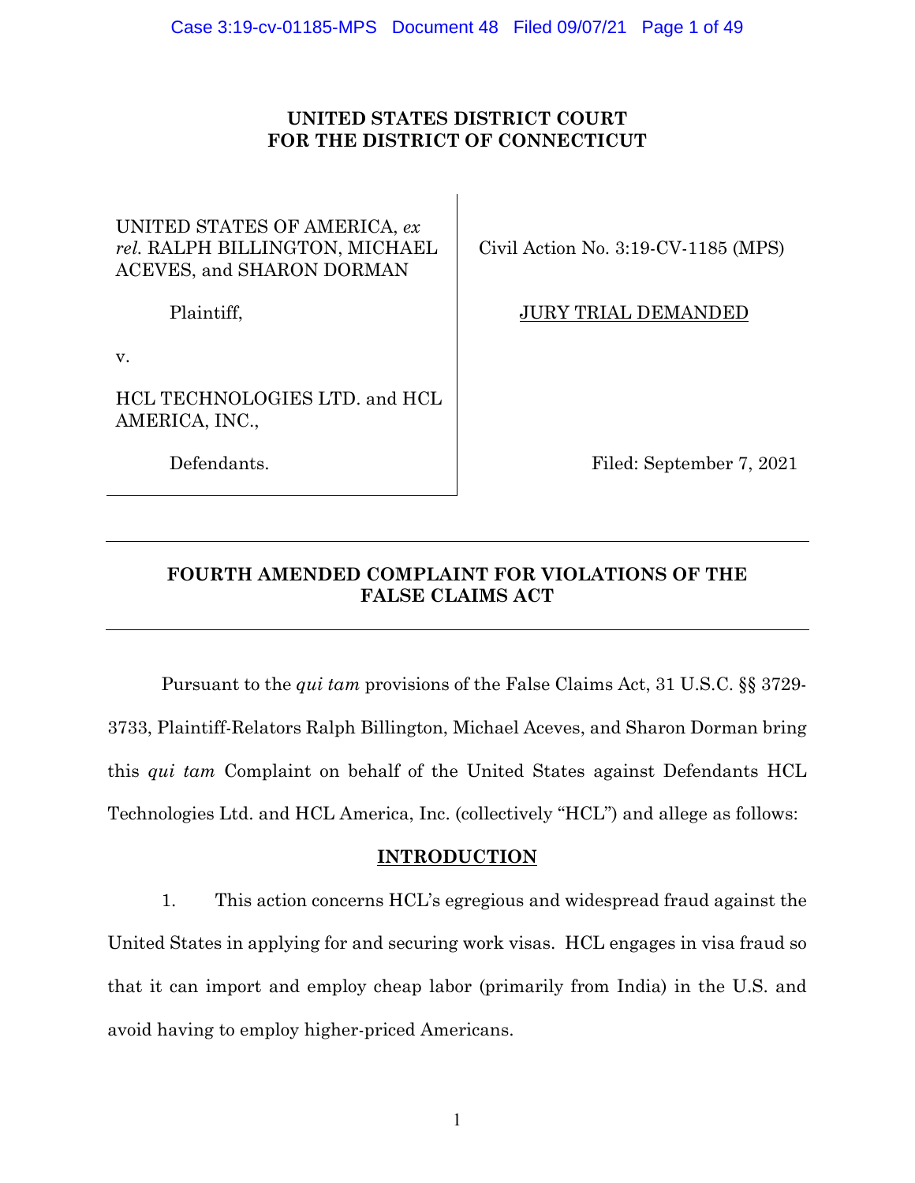**UNITED STATES DISTRICT COURT**
**FOR THE DISTRICT OF CONNECTICUT**

| | |
|---|---|
| UNITED STATES OF AMERICA, *ex rel.* RALPH BILLINGTON, MICHAEL ACEVES, and SHARON DORMAN<br><br>Plaintiff,<br><br>v.<br><br>HCL TECHNOLOGIES LTD. and HCL AMERICA, INC.,<br><br>Defendants. | Civil Action No. 3:19-CV-1185 (MPS)<br><br><u>JURY TRIAL DEMANDED</u><br><br>Filed: September 7, 2021 |

---

**FOURTH AMENDED COMPLAINT FOR VIOLATIONS OF THE FALSE CLAIMS ACT**

---

Pursuant to the *qui tam* provisions of the False Claims Act, 31 U.S.C. §§ 3729-3733, Plaintiff-Relators Ralph Billington, Michael Aceves, and Sharon Dorman bring this *qui tam* Complaint on behalf of the United States against Defendants HCL Technologies Ltd. and HCL America, Inc. (collectively "HCL") and allege as follows:

## <u>INTRODUCTION</u>

1. This action concerns HCL's egregious and widespread fraud against the United States in applying for and securing work visas. HCL engages in visa fraud so that it can import and employ cheap labor (primarily from India) in the U.S. and avoid having to employ higher-priced Americans.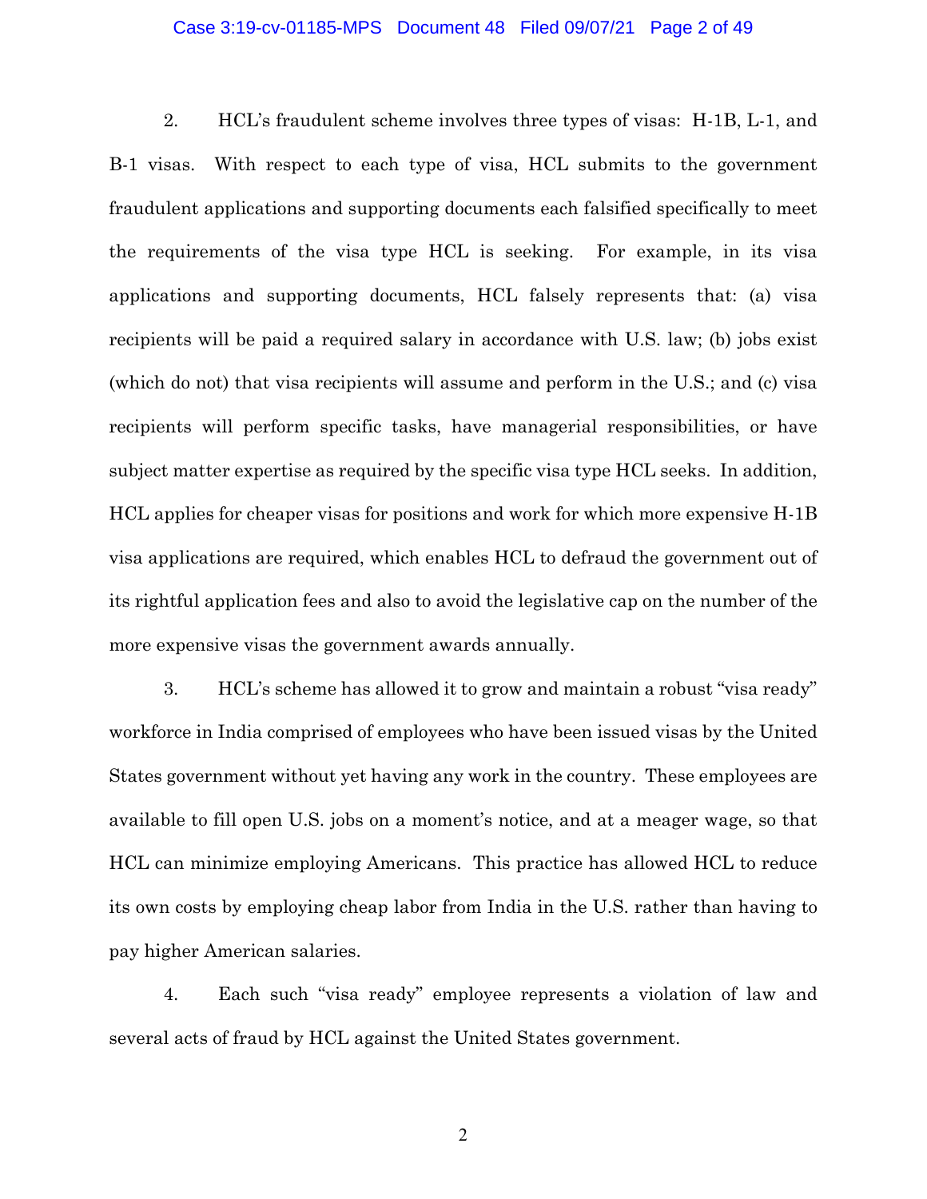2. HCL's fraudulent scheme involves three types of visas: H-1B, L-1, and B-1 visas. With respect to each type of visa, HCL submits to the government fraudulent applications and supporting documents each falsified specifically to meet the requirements of the visa type HCL is seeking. For example, in its visa applications and supporting documents, HCL falsely represents that: (a) visa recipients will be paid a required salary in accordance with U.S. law; (b) jobs exist (which do not) that visa recipients will assume and perform in the U.S.; and (c) visa recipients will perform specific tasks, have managerial responsibilities, or have subject matter expertise as required by the specific visa type HCL seeks. In addition, HCL applies for cheaper visas for positions and work for which more expensive H-1B visa applications are required, which enables HCL to defraud the government out of its rightful application fees and also to avoid the legislative cap on the number of the more expensive visas the government awards annually.

3. HCL's scheme has allowed it to grow and maintain a robust "visa ready" workforce in India comprised of employees who have been issued visas by the United States government without yet having any work in the country. These employees are available to fill open U.S. jobs on a moment's notice, and at a meager wage, so that HCL can minimize employing Americans. This practice has allowed HCL to reduce its own costs by employing cheap labor from India in the U.S. rather than having to pay higher American salaries.

4. Each such "visa ready" employee represents a violation of law and several acts of fraud by HCL against the United States government.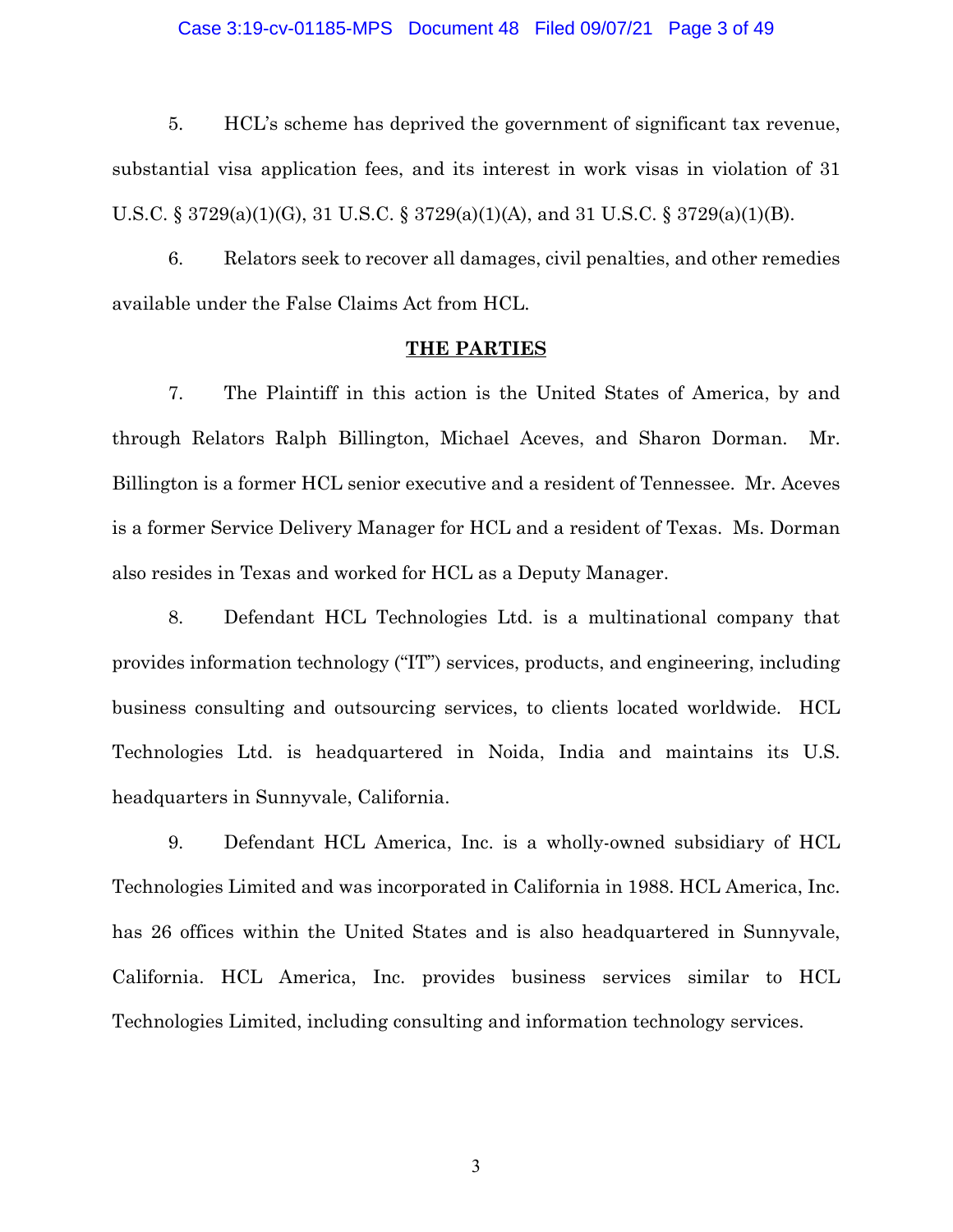5. HCL's scheme has deprived the government of significant tax revenue, substantial visa application fees, and its interest in work visas in violation of 31 U.S.C. § 3729(a)(1)(G), 31 U.S.C. § 3729(a)(1)(A), and 31 U.S.C. § 3729(a)(1)(B).

6. Relators seek to recover all damages, civil penalties, and other remedies available under the False Claims Act from HCL.

## THE PARTIES

7. The Plaintiff in this action is the United States of America, by and through Relators Ralph Billington, Michael Aceves, and Sharon Dorman. Mr. Billington is a former HCL senior executive and a resident of Tennessee. Mr. Aceves is a former Service Delivery Manager for HCL and a resident of Texas. Ms. Dorman also resides in Texas and worked for HCL as a Deputy Manager.

8. Defendant HCL Technologies Ltd. is a multinational company that provides information technology ("IT") services, products, and engineering, including business consulting and outsourcing services, to clients located worldwide. HCL Technologies Ltd. is headquartered in Noida, India and maintains its U.S. headquarters in Sunnyvale, California.

9. Defendant HCL America, Inc. is a wholly-owned subsidiary of HCL Technologies Limited and was incorporated in California in 1988. HCL America, Inc. has 26 offices within the United States and is also headquartered in Sunnyvale, California. HCL America, Inc. provides business services similar to HCL Technologies Limited, including consulting and information technology services.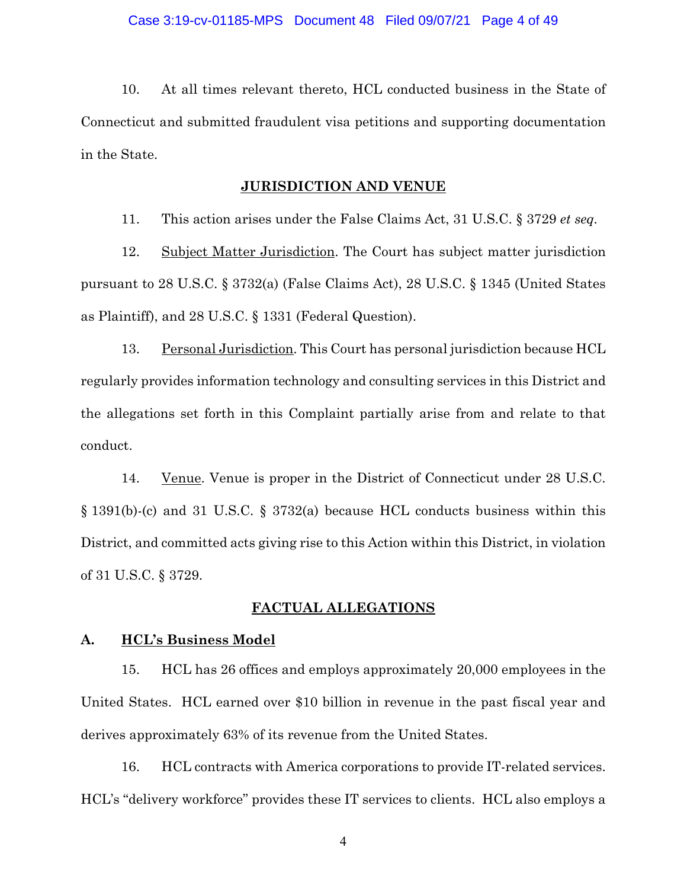10. At all times relevant thereto, HCL conducted business in the State of Connecticut and submitted fraudulent visa petitions and supporting documentation in the State.

## JURISDICTION AND VENUE

11. This action arises under the False Claims Act, 31 U.S.C. § 3729 *et seq*.

12. Subject Matter Jurisdiction. The Court has subject matter jurisdiction pursuant to 28 U.S.C. § 3732(a) (False Claims Act), 28 U.S.C. § 1345 (United States as Plaintiff), and 28 U.S.C. § 1331 (Federal Question).

13. Personal Jurisdiction. This Court has personal jurisdiction because HCL regularly provides information technology and consulting services in this District and the allegations set forth in this Complaint partially arise from and relate to that conduct.

14. Venue. Venue is proper in the District of Connecticut under 28 U.S.C. § 1391(b)-(c) and 31 U.S.C. § 3732(a) because HCL conducts business within this District, and committed acts giving rise to this Action within this District, in violation of 31 U.S.C. § 3729.

## FACTUAL ALLEGATIONS

### A. HCL's Business Model

15. HCL has 26 offices and employs approximately 20,000 employees in the United States. HCL earned over $10 billion in revenue in the past fiscal year and derives approximately 63% of its revenue from the United States.

16. HCL contracts with America corporations to provide IT-related services. HCL's "delivery workforce" provides these IT services to clients. HCL also employs a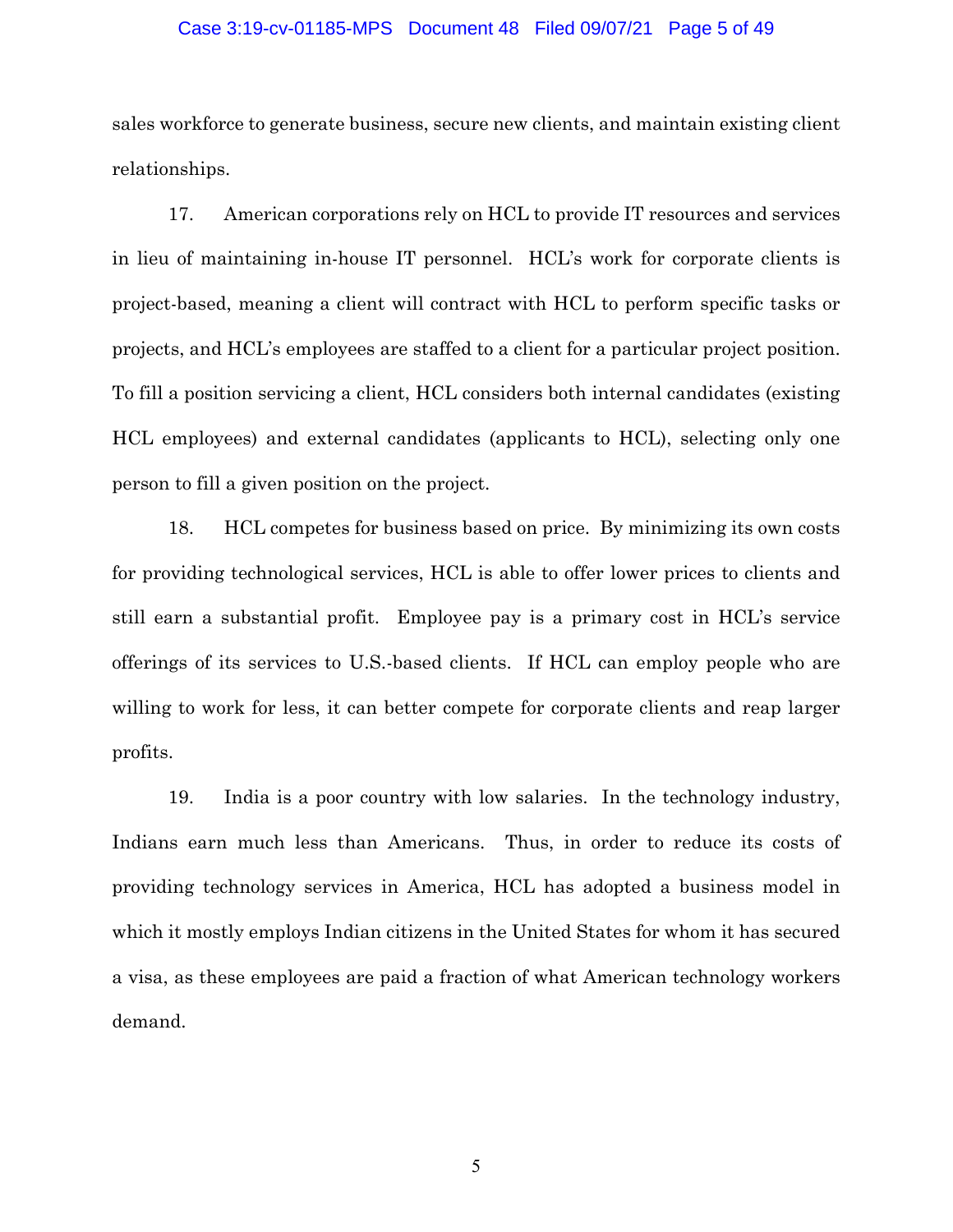sales workforce to generate business, secure new clients, and maintain existing client relationships.

17. American corporations rely on HCL to provide IT resources and services in lieu of maintaining in-house IT personnel. HCL's work for corporate clients is project-based, meaning a client will contract with HCL to perform specific tasks or projects, and HCL's employees are staffed to a client for a particular project position. To fill a position servicing a client, HCL considers both internal candidates (existing HCL employees) and external candidates (applicants to HCL), selecting only one person to fill a given position on the project.

18. HCL competes for business based on price. By minimizing its own costs for providing technological services, HCL is able to offer lower prices to clients and still earn a substantial profit. Employee pay is a primary cost in HCL's service offerings of its services to U.S.-based clients. If HCL can employ people who are willing to work for less, it can better compete for corporate clients and reap larger profits.

19. India is a poor country with low salaries. In the technology industry, Indians earn much less than Americans. Thus, in order to reduce its costs of providing technology services in America, HCL has adopted a business model in which it mostly employs Indian citizens in the United States for whom it has secured a visa, as these employees are paid a fraction of what American technology workers demand.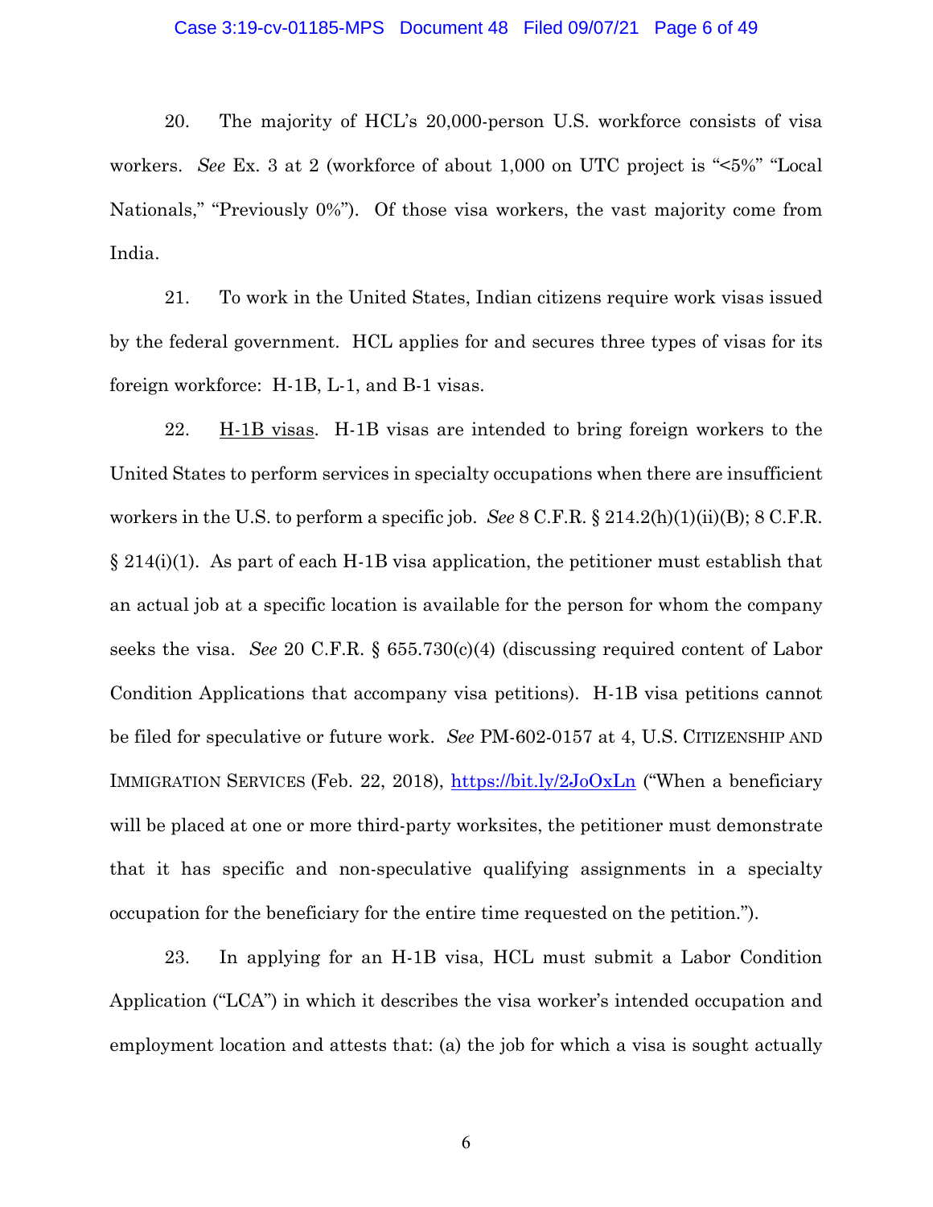20. The majority of HCL's 20,000-person U.S. workforce consists of visa workers. *See* Ex. 3 at 2 (workforce of about 1,000 on UTC project is "<5%" "Local Nationals," "Previously 0%"). Of those visa workers, the vast majority come from India.

21. To work in the United States, Indian citizens require work visas issued by the federal government. HCL applies for and secures three types of visas for its foreign workforce: H-1B, L-1, and B-1 visas.

22. H-1B visas. H-1B visas are intended to bring foreign workers to the United States to perform services in specialty occupations when there are insufficient workers in the U.S. to perform a specific job. *See* 8 C.F.R. § 214.2(h)(1)(ii)(B); 8 C.F.R. § 214(i)(1). As part of each H-1B visa application, the petitioner must establish that an actual job at a specific location is available for the person for whom the company seeks the visa. *See* 20 C.F.R. § 655.730(c)(4) (discussing required content of Labor Condition Applications that accompany visa petitions). H-1B visa petitions cannot be filed for speculative or future work. *See* PM-602-0157 at 4, U.S. CITIZENSHIP AND IMMIGRATION SERVICES (Feb. 22, 2018), [https://bit.ly/2JoOxLn](https://bit.ly/2JoOxLn) ("When a beneficiary will be placed at one or more third-party worksites, the petitioner must demonstrate that it has specific and non-speculative qualifying assignments in a specialty occupation for the beneficiary for the entire time requested on the petition.").

23. In applying for an H-1B visa, HCL must submit a Labor Condition Application ("LCA") in which it describes the visa worker's intended occupation and employment location and attests that: (a) the job for which a visa is sought actually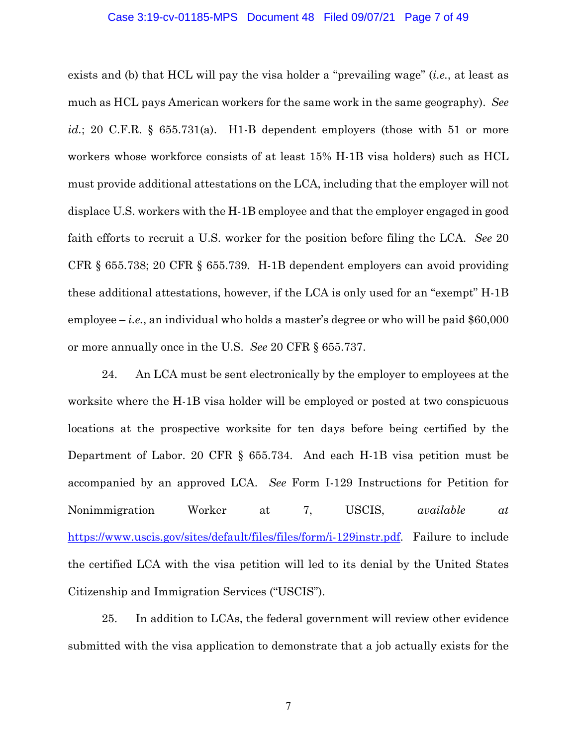exists and (b) that HCL will pay the visa holder a "prevailing wage" (*i.e.*, at least as much as HCL pays American workers for the same work in the same geography). *See id.*; 20 C.F.R. § 655.731(a). H1-B dependent employers (those with 51 or more workers whose workforce consists of at least 15% H-1B visa holders) such as HCL must provide additional attestations on the LCA, including that the employer will not displace U.S. workers with the H-1B employee and that the employer engaged in good faith efforts to recruit a U.S. worker for the position before filing the LCA. *See* 20 CFR § 655.738; 20 CFR § 655.739. H-1B dependent employers can avoid providing these additional attestations, however, if the LCA is only used for an "exempt" H-1B employee – *i.e.*, an individual who holds a master's degree or who will be paid $60,000 or more annually once in the U.S. *See* 20 CFR § 655.737.

24. An LCA must be sent electronically by the employer to employees at the worksite where the H-1B visa holder will be employed or posted at two conspicuous locations at the prospective worksite for ten days before being certified by the Department of Labor. 20 CFR § 655.734. And each H-1B visa petition must be accompanied by an approved LCA. *See* Form I-129 Instructions for Petition for Nonimmigration Worker at 7, USCIS, *available at* https://www.uscis.gov/sites/default/files/files/form/i-129instr.pdf. Failure to include the certified LCA with the visa petition will led to its denial by the United States Citizenship and Immigration Services ("USCIS").

25. In addition to LCAs, the federal government will review other evidence submitted with the visa application to demonstrate that a job actually exists for the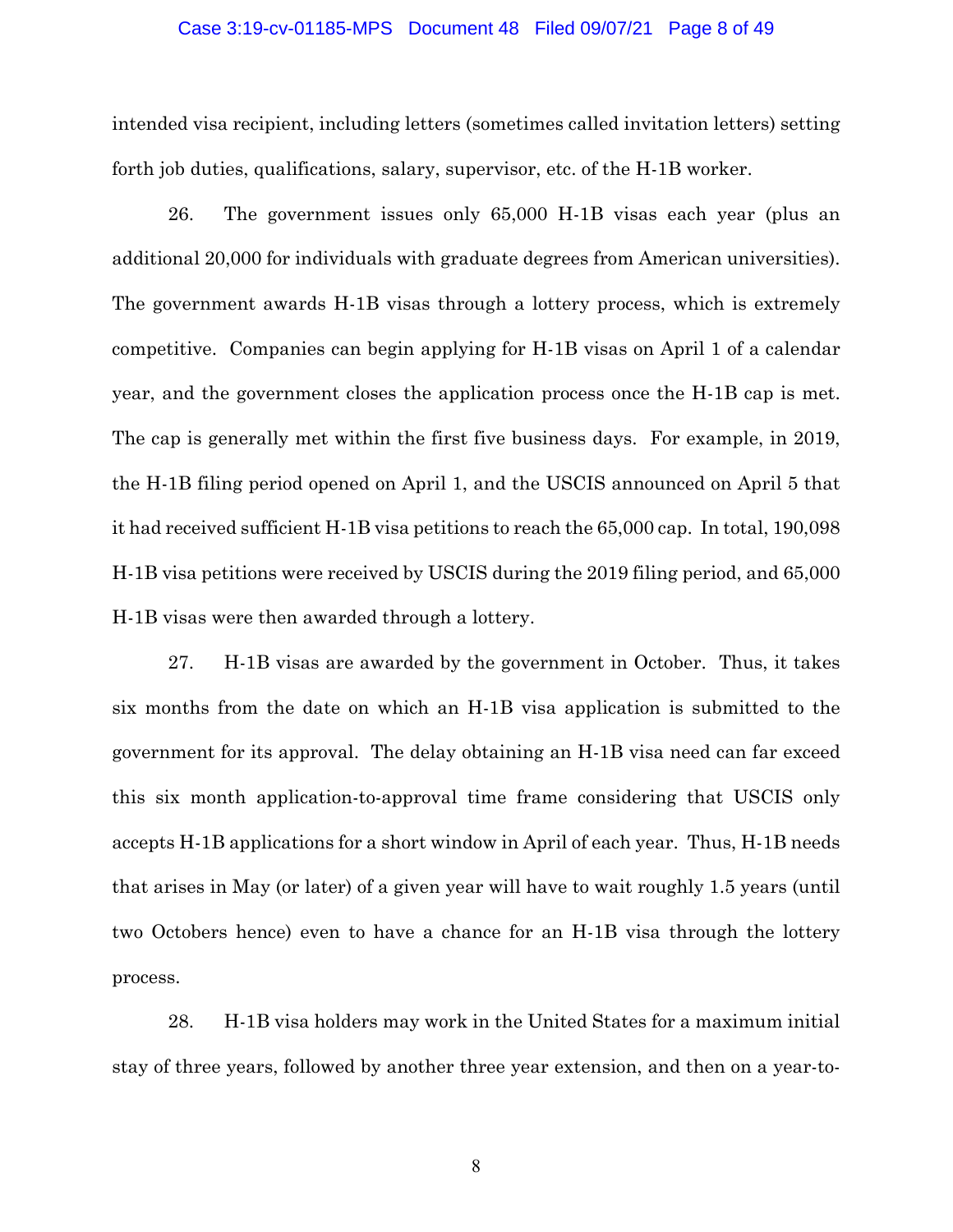intended visa recipient, including letters (sometimes called invitation letters) setting forth job duties, qualifications, salary, supervisor, etc. of the H-1B worker.

26. The government issues only 65,000 H-1B visas each year (plus an additional 20,000 for individuals with graduate degrees from American universities). The government awards H-1B visas through a lottery process, which is extremely competitive. Companies can begin applying for H-1B visas on April 1 of a calendar year, and the government closes the application process once the H-1B cap is met. The cap is generally met within the first five business days. For example, in 2019, the H-1B filing period opened on April 1, and the USCIS announced on April 5 that it had received sufficient H-1B visa petitions to reach the 65,000 cap. In total, 190,098 H-1B visa petitions were received by USCIS during the 2019 filing period, and 65,000 H-1B visas were then awarded through a lottery.

27. H-1B visas are awarded by the government in October. Thus, it takes six months from the date on which an H-1B visa application is submitted to the government for its approval. The delay obtaining an H-1B visa need can far exceed this six month application-to-approval time frame considering that USCIS only accepts H-1B applications for a short window in April of each year. Thus, H-1B needs that arises in May (or later) of a given year will have to wait roughly 1.5 years (until two Octobers hence) even to have a chance for an H-1B visa through the lottery process.

28. H-1B visa holders may work in the United States for a maximum initial stay of three years, followed by another three year extension, and then on a year-to-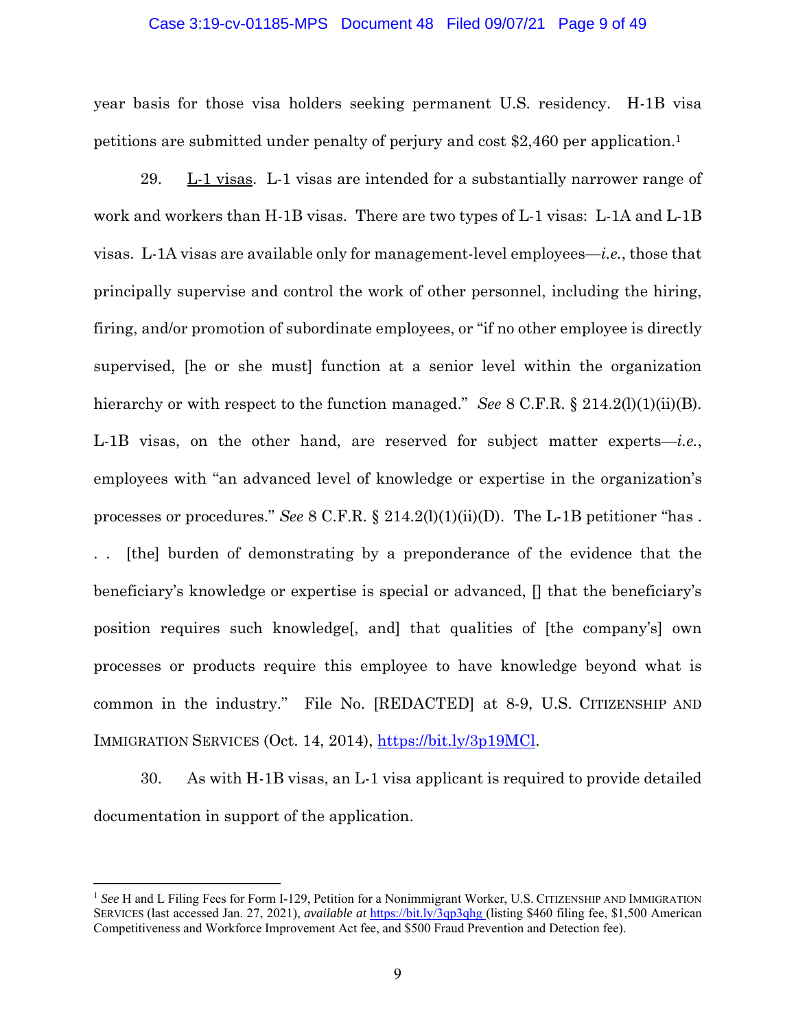year basis for those visa holders seeking permanent U.S. residency. H-1B visa petitions are submitted under penalty of perjury and cost $2,460 per application.[1]

29. L-1 visas. L-1 visas are intended for a substantially narrower range of work and workers than H-1B visas. There are two types of L-1 visas: L-1A and L-1B visas. L-1A visas are available only for management-level employees—*i.e.*, those that principally supervise and control the work of other personnel, including the hiring, firing, and/or promotion of subordinate employees, or "if no other employee is directly supervised, [he or she must] function at a senior level within the organization hierarchy or with respect to the function managed." *See* 8 C.F.R. § 214.2(l)(1)(ii)(B). L-1B visas, on the other hand, are reserved for subject matter experts—*i.e.*, employees with "an advanced level of knowledge or expertise in the organization's processes or procedures." *See* 8 C.F.R. § 214.2(l)(1)(ii)(D). The L-1B petitioner "has . . . [the] burden of demonstrating by a preponderance of the evidence that the beneficiary's knowledge or expertise is special or advanced, [] that the beneficiary's position requires such knowledge[, and] that qualities of [the company's] own processes or products require this employee to have knowledge beyond what is common in the industry." File No. [REDACTED] at 8-9, U.S. CITIZENSHIP AND IMMIGRATION SERVICES (Oct. 14, 2014), https://bit.ly/3p19MCl.

30. As with H-1B visas, an L-1 visa applicant is required to provide detailed documentation in support of the application.

---

[1] *See* H and L Filing Fees for Form I-129, Petition for a Nonimmigrant Worker, U.S. CITIZENSHIP AND IMMIGRATION SERVICES (last accessed Jan. 27, 2021), *available at* https://bit.ly/3qp3qhg (listing $460 filing fee, $1,500 American Competitiveness and Workforce Improvement Act fee, and $500 Fraud Prevention and Detection fee).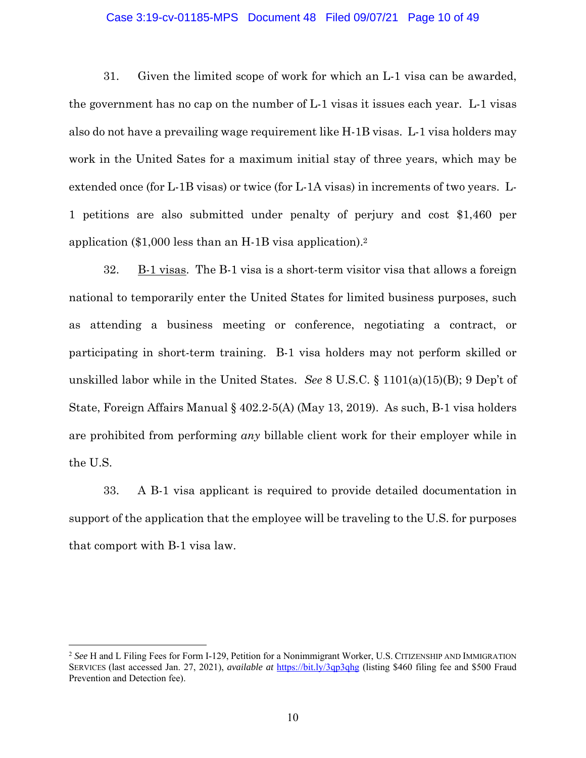31. Given the limited scope of work for which an L-1 visa can be awarded, the government has no cap on the number of L-1 visas it issues each year. L-1 visas also do not have a prevailing wage requirement like H-1B visas. L-1 visa holders may work in the United Sates for a maximum initial stay of three years, which may be extended once (for L-1B visas) or twice (for L-1A visas) in increments of two years. L-1 petitions are also submitted under penalty of perjury and cost $1,460 per application ($1,000 less than an H-1B visa application).[2]

32. <u>B-1 visas</u>. The B-1 visa is a short-term visitor visa that allows a foreign national to temporarily enter the United States for limited business purposes, such as attending a business meeting or conference, negotiating a contract, or participating in short-term training. B-1 visa holders may not perform skilled or unskilled labor while in the United States. *See* 8 U.S.C. § 1101(a)(15)(B); 9 Dep't of State, Foreign Affairs Manual § 402.2-5(A) (May 13, 2019). As such, B-1 visa holders are prohibited from performing *any* billable client work for their employer while in the U.S.

33. A B-1 visa applicant is required to provide detailed documentation in support of the application that the employee will be traveling to the U.S. for purposes that comport with B-1 visa law.

---

[2] *See* H and L Filing Fees for Form I-129, Petition for a Nonimmigrant Worker, U.S. CITIZENSHIP AND IMMIGRATION SERVICES (last accessed Jan. 27, 2021), *available at* https://bit.ly/3qp3qhg (listing $460 filing fee and $500 Fraud Prevention and Detection fee).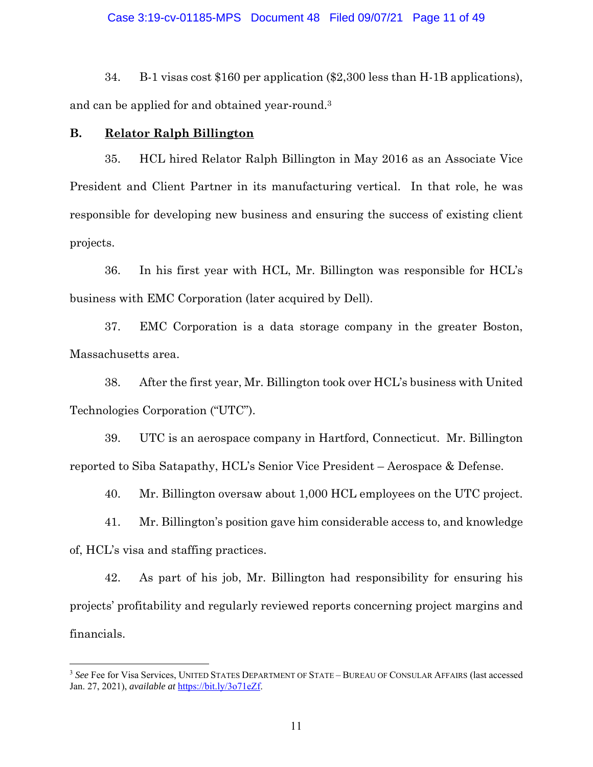34. B-1 visas cost $160 per application ($2,300 less than H-1B applications), and can be applied for and obtained year-round.[3]

### B. Relator Ralph Billington

35. HCL hired Relator Ralph Billington in May 2016 as an Associate Vice President and Client Partner in its manufacturing vertical. In that role, he was responsible for developing new business and ensuring the success of existing client projects.

36. In his first year with HCL, Mr. Billington was responsible for HCL's business with EMC Corporation (later acquired by Dell).

37. EMC Corporation is a data storage company in the greater Boston, Massachusetts area.

38. After the first year, Mr. Billington took over HCL's business with United Technologies Corporation ("UTC").

39. UTC is an aerospace company in Hartford, Connecticut. Mr. Billington reported to Siba Satapathy, HCL's Senior Vice President – Aerospace & Defense.

40. Mr. Billington oversaw about 1,000 HCL employees on the UTC project.

41. Mr. Billington's position gave him considerable access to, and knowledge of, HCL's visa and staffing practices.

42. As part of his job, Mr. Billington had responsibility for ensuring his projects' profitability and regularly reviewed reports concerning project margins and financials.

---

[3] *See* Fee for Visa Services, UNITED STATES DEPARTMENT OF STATE – BUREAU OF CONSULAR AFFAIRS (last accessed Jan. 27, 2021), *available at* https://bit.ly/3o71eZf.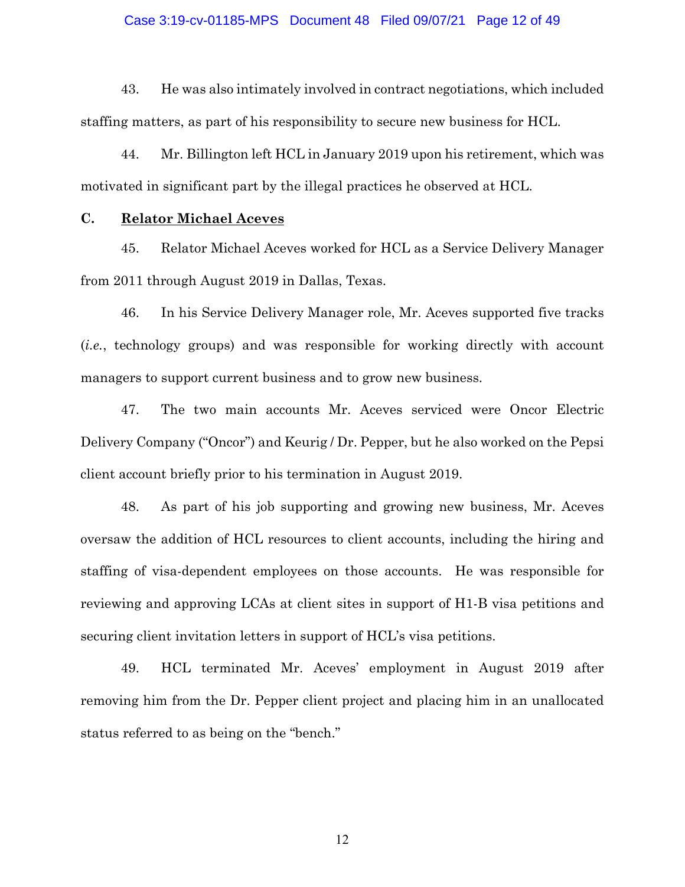43. He was also intimately involved in contract negotiations, which included staffing matters, as part of his responsibility to secure new business for HCL.

44. Mr. Billington left HCL in January 2019 upon his retirement, which was motivated in significant part by the illegal practices he observed at HCL.

### C. <u>Relator Michael Aceves</u>

45. Relator Michael Aceves worked for HCL as a Service Delivery Manager from 2011 through August 2019 in Dallas, Texas.

46. In his Service Delivery Manager role, Mr. Aceves supported five tracks (*i.e.*, technology groups) and was responsible for working directly with account managers to support current business and to grow new business.

47. The two main accounts Mr. Aceves serviced were Oncor Electric Delivery Company ("Oncor") and Keurig / Dr. Pepper, but he also worked on the Pepsi client account briefly prior to his termination in August 2019.

48. As part of his job supporting and growing new business, Mr. Aceves oversaw the addition of HCL resources to client accounts, including the hiring and staffing of visa-dependent employees on those accounts. He was responsible for reviewing and approving LCAs at client sites in support of H1-B visa petitions and securing client invitation letters in support of HCL's visa petitions.

49. HCL terminated Mr. Aceves' employment in August 2019 after removing him from the Dr. Pepper client project and placing him in an unallocated status referred to as being on the "bench."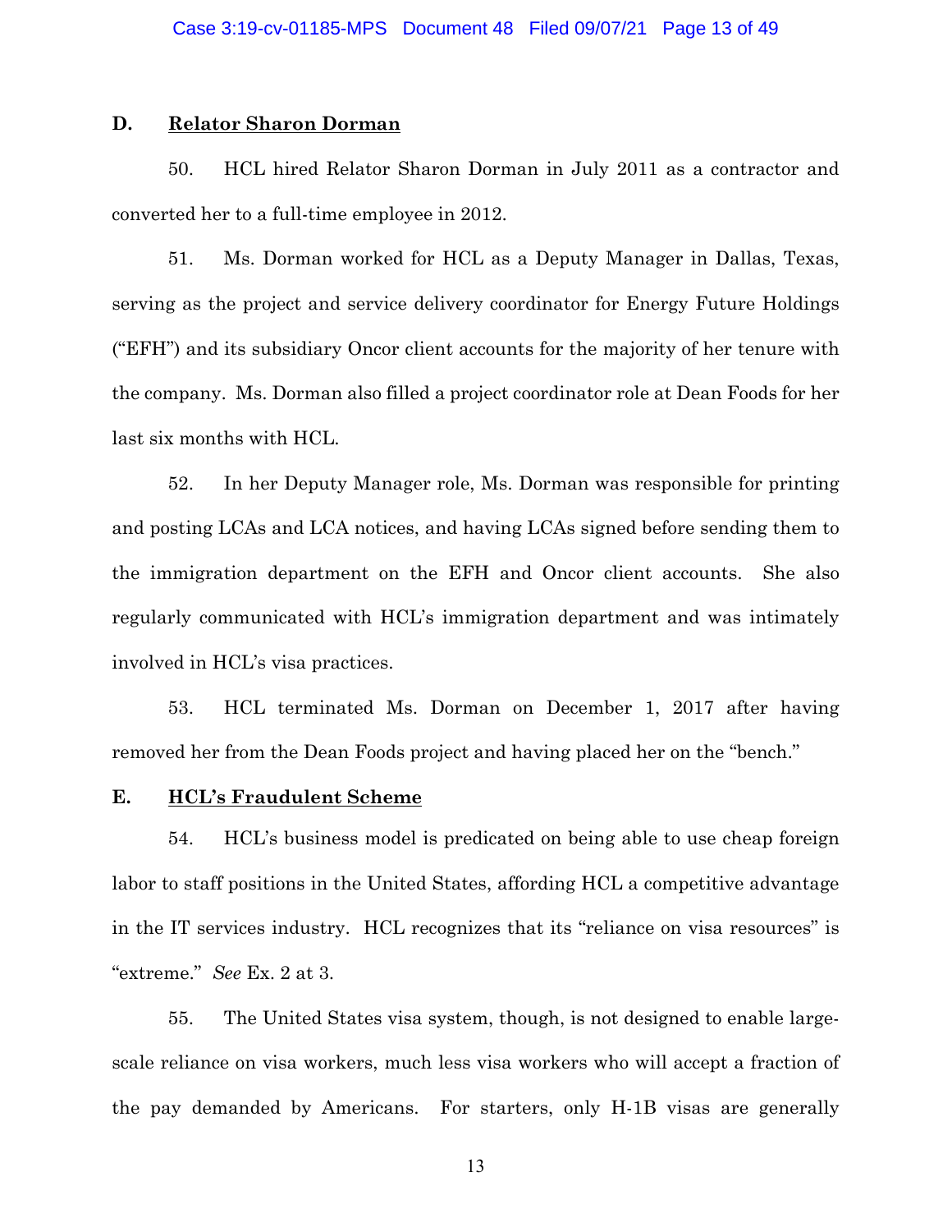### D. Relator Sharon Dorman

50. HCL hired Relator Sharon Dorman in July 2011 as a contractor and converted her to a full-time employee in 2012.

51. Ms. Dorman worked for HCL as a Deputy Manager in Dallas, Texas, serving as the project and service delivery coordinator for Energy Future Holdings ("EFH") and its subsidiary Oncor client accounts for the majority of her tenure with the company. Ms. Dorman also filled a project coordinator role at Dean Foods for her last six months with HCL.

52. In her Deputy Manager role, Ms. Dorman was responsible for printing and posting LCAs and LCA notices, and having LCAs signed before sending them to the immigration department on the EFH and Oncor client accounts. She also regularly communicated with HCL's immigration department and was intimately involved in HCL's visa practices.

53. HCL terminated Ms. Dorman on December 1, 2017 after having removed her from the Dean Foods project and having placed her on the "bench."

### E. HCL's Fraudulent Scheme

54. HCL's business model is predicated on being able to use cheap foreign labor to staff positions in the United States, affording HCL a competitive advantage in the IT services industry. HCL recognizes that its "reliance on visa resources" is "extreme." *See* Ex. 2 at 3.

55. The United States visa system, though, is not designed to enable large-scale reliance on visa workers, much less visa workers who will accept a fraction of the pay demanded by Americans. For starters, only H-1B visas are generally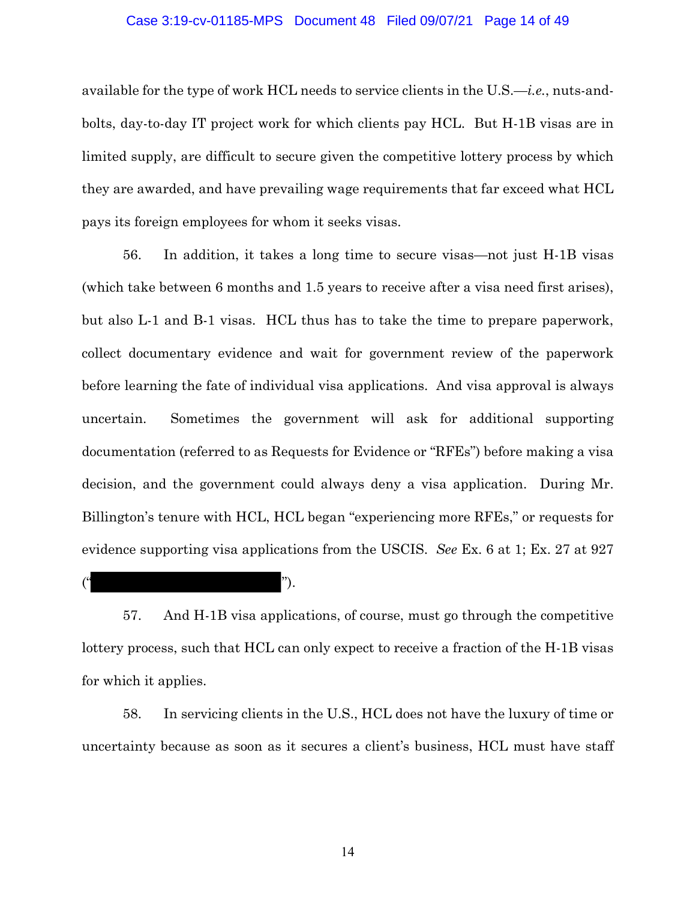available for the type of work HCL needs to service clients in the U.S.—*i.e.*, nuts-and-bolts, day-to-day IT project work for which clients pay HCL. But H-1B visas are in limited supply, are difficult to secure given the competitive lottery process by which they are awarded, and have prevailing wage requirements that far exceed what HCL pays its foreign employees for whom it seeks visas.

56. In addition, it takes a long time to secure visas—not just H-1B visas (which take between 6 months and 1.5 years to receive after a visa need first arises), but also L-1 and B-1 visas. HCL thus has to take the time to prepare paperwork, collect documentary evidence and wait for government review of the paperwork before learning the fate of individual visa applications. And visa approval is always uncertain. Sometimes the government will ask for additional supporting documentation (referred to as Requests for Evidence or "RFEs") before making a visa decision, and the government could always deny a visa application. During Mr. Billington's tenure with HCL, HCL began "experiencing more RFEs," or requests for evidence supporting visa applications from the USCIS. *See* Ex. 6 at 1; Ex. 27 at 927 ("[REDACTED]").

57. And H-1B visa applications, of course, must go through the competitive lottery process, such that HCL can only expect to receive a fraction of the H-1B visas for which it applies.

58. In servicing clients in the U.S., HCL does not have the luxury of time or uncertainty because as soon as it secures a client's business, HCL must have staff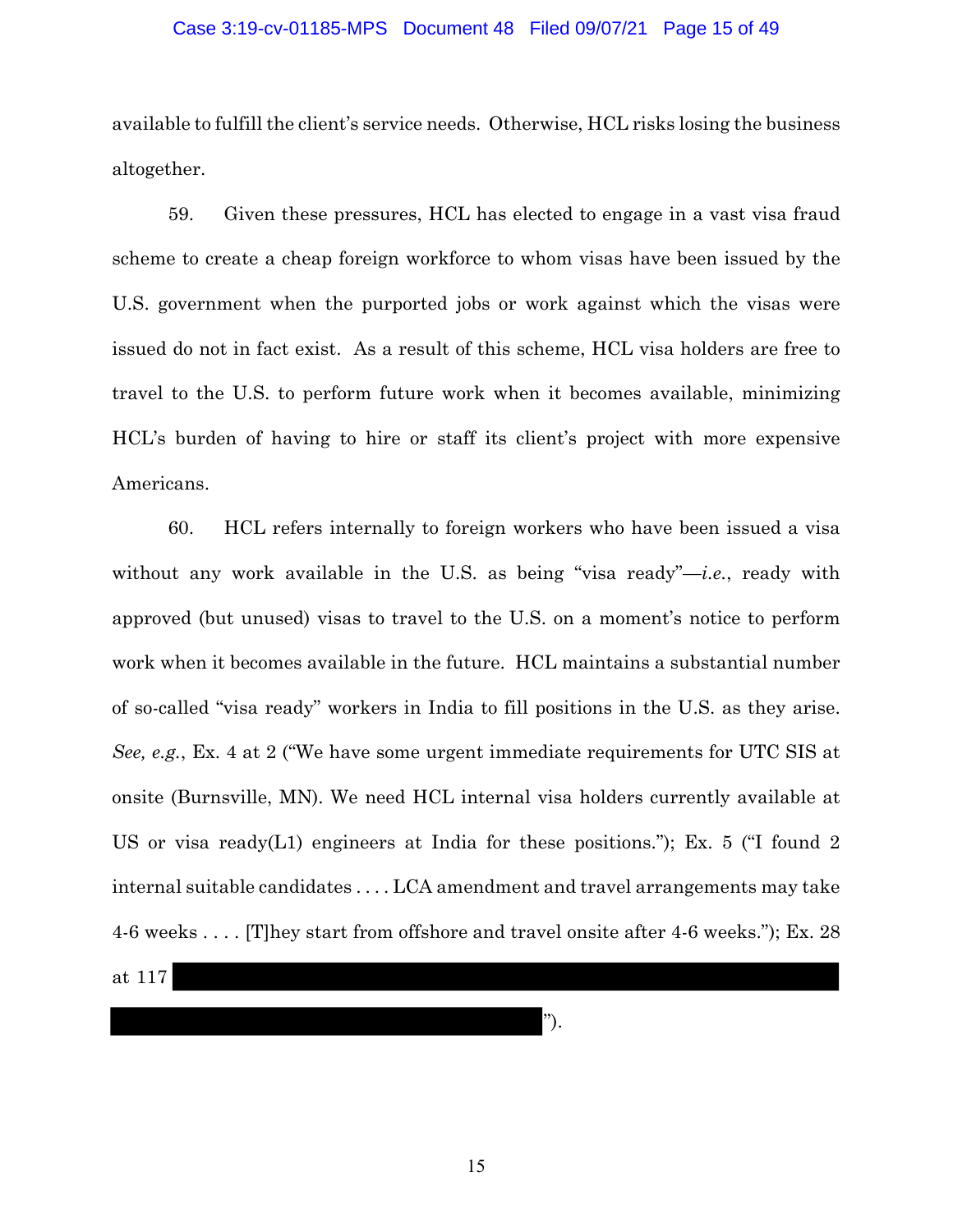available to fulfill the client's service needs. Otherwise, HCL risks losing the business altogether.

59. Given these pressures, HCL has elected to engage in a vast visa fraud scheme to create a cheap foreign workforce to whom visas have been issued by the U.S. government when the purported jobs or work against which the visas were issued do not in fact exist. As a result of this scheme, HCL visa holders are free to travel to the U.S. to perform future work when it becomes available, minimizing HCL's burden of having to hire or staff its client's project with more expensive Americans.

60. HCL refers internally to foreign workers who have been issued a visa without any work available in the U.S. as being "visa ready"—*i.e.*, ready with approved (but unused) visas to travel to the U.S. on a moment's notice to perform work when it becomes available in the future. HCL maintains a substantial number of so-called "visa ready" workers in India to fill positions in the U.S. as they arise. *See, e.g.*, Ex. 4 at 2 ("We have some urgent immediate requirements for UTC SIS at onsite (Burnsville, MN). We need HCL internal visa holders currently available at US or visa ready(L1) engineers at India for these positions."); Ex. 5 ("I found 2 internal suitable candidates . . . . LCA amendment and travel arrangements may take 4-6 weeks . . . . [T]hey start from offshore and travel onsite after 4-6 weeks."); Ex. 28 at 117 [REDACTED] ").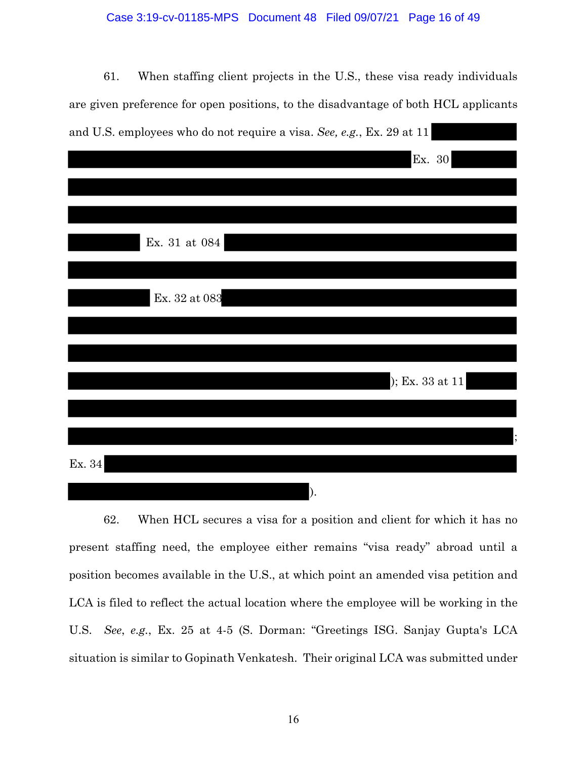61. When staffing client projects in the U.S., these visa ready individuals are given preference for open positions, to the disadvantage of both HCL applicants and U.S. employees who do not require a visa. *See, e.g.*, Ex. 29 at 11 Ex. 30 Ex. 31 at 084 Ex. 32 at 083 ); Ex. 33 at 11 ; Ex. 34 ).

62. When HCL secures a visa for a position and client for which it has no present staffing need, the employee either remains "visa ready" abroad until a position becomes available in the U.S., at which point an amended visa petition and LCA is filed to reflect the actual location where the employee will be working in the U.S. *See*, *e.g.*, Ex. 25 at 4-5 (S. Dorman: "Greetings ISG. Sanjay Gupta's LCA situation is similar to Gopinath Venkatesh. Their original LCA was submitted under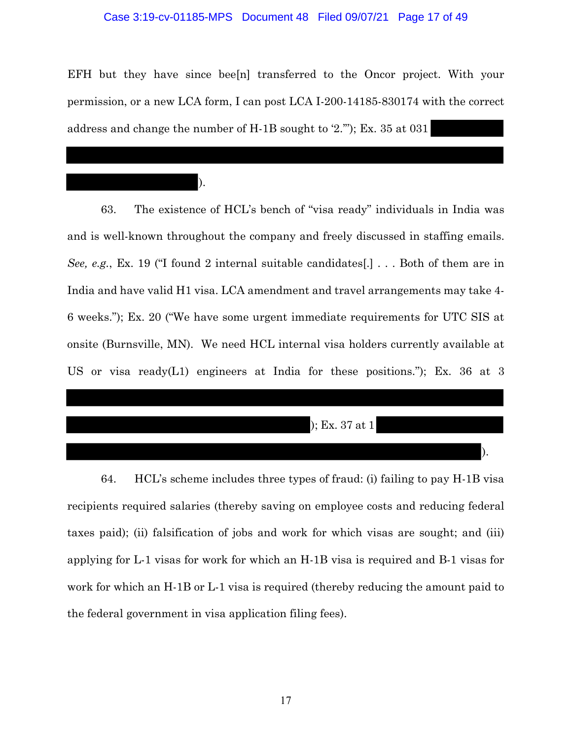EFH but they have since bee[n] transferred to the Oncor project. With your permission, or a new LCA form, I can post LCA I-200-14185-830174 with the correct address and change the number of H-1B sought to '2.'"); Ex. 35 at 031 ██████████ ████████████████████████████████████████████████████████████ ████████████████).

63. The existence of HCL's bench of "visa ready" individuals in India was and is well-known throughout the company and freely discussed in staffing emails. *See, e.g.*, Ex. 19 ("I found 2 internal suitable candidates[.] . . . Both of them are in India and have valid H1 visa. LCA amendment and travel arrangements may take 4-6 weeks."); Ex. 20 ("We have some urgent immediate requirements for UTC SIS at onsite (Burnsville, MN). We need HCL internal visa holders currently available at US or visa ready(L1) engineers at India for these positions."); Ex. 36 at 3 ████████████████████████████████████████████████████████████ ████████████████████████████████); Ex. 37 at 1 ████████████████ ██████████████████████████████████████████████████████████).

64. HCL's scheme includes three types of fraud: (i) failing to pay H-1B visa recipients required salaries (thereby saving on employee costs and reducing federal taxes paid); (ii) falsification of jobs and work for which visas are sought; and (iii) applying for L-1 visas for work for which an H-1B visa is required and B-1 visas for work for which an H-1B or L-1 visa is required (thereby reducing the amount paid to the federal government in visa application filing fees).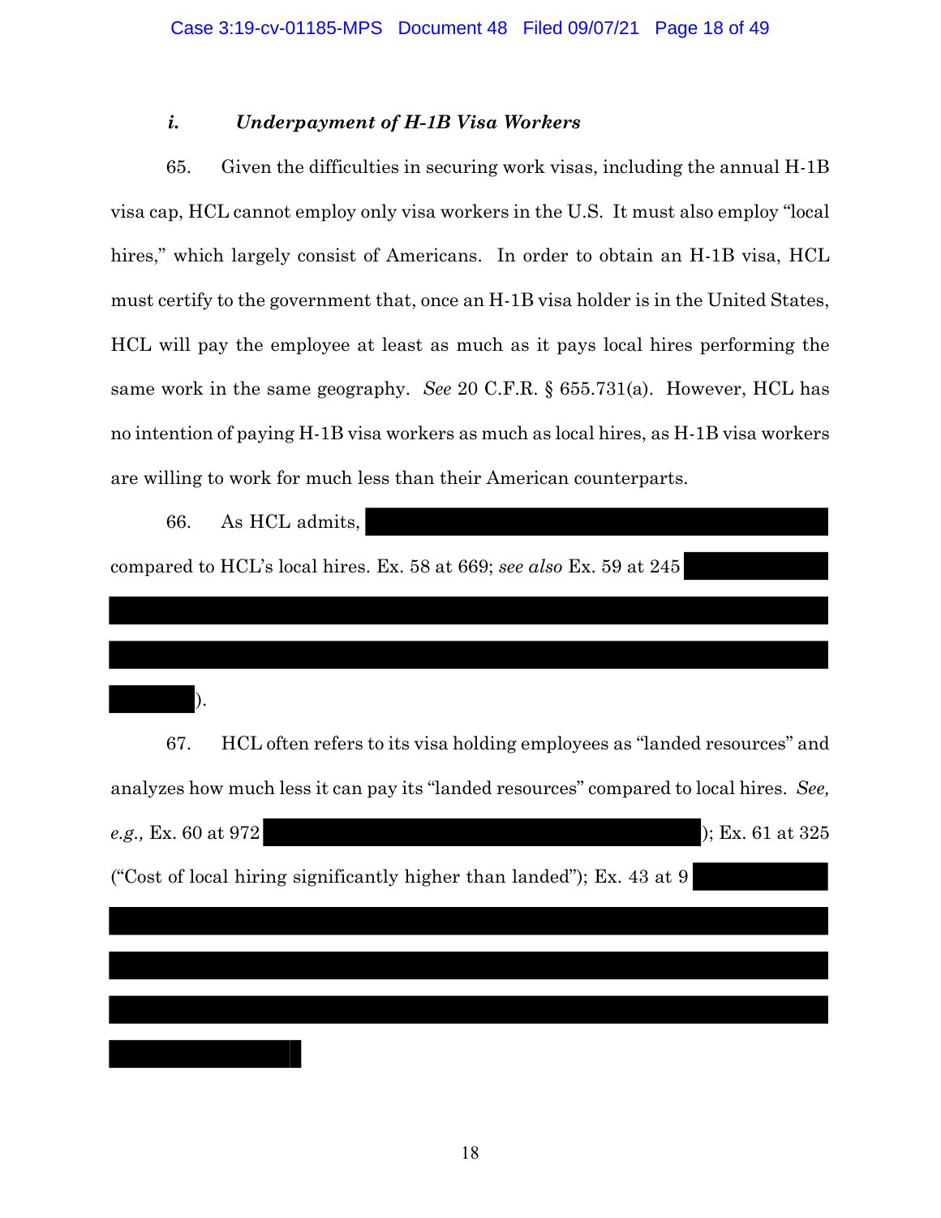### *i. Underpayment of H-1B Visa Workers*

65. Given the difficulties in securing work visas, including the annual H-1B visa cap, HCL cannot employ only visa workers in the U.S. It must also employ "local hires," which largely consist of Americans. In order to obtain an H-1B visa, HCL must certify to the government that, once an H-1B visa holder is in the United States, HCL will pay the employee at least as much as it pays local hires performing the same work in the same geography. *See* 20 C.F.R. § 655.731(a). However, HCL has no intention of paying H-1B visa workers as much as local hires, as H-1B visa workers are willing to work for much less than their American counterparts.

66. As HCL admits, [REDACTED] compared to HCL's local hires. Ex. 58 at 669; *see also* Ex. 59 at 245 [REDACTED]).

67. HCL often refers to its visa holding employees as "landed resources" and analyzes how much less it can pay its "landed resources" compared to local hires. *See, e.g.,* Ex. 60 at 972 [REDACTED]); Ex. 61 at 325 ("Cost of local hiring significantly higher than landed"); Ex. 43 at 9 [REDACTED]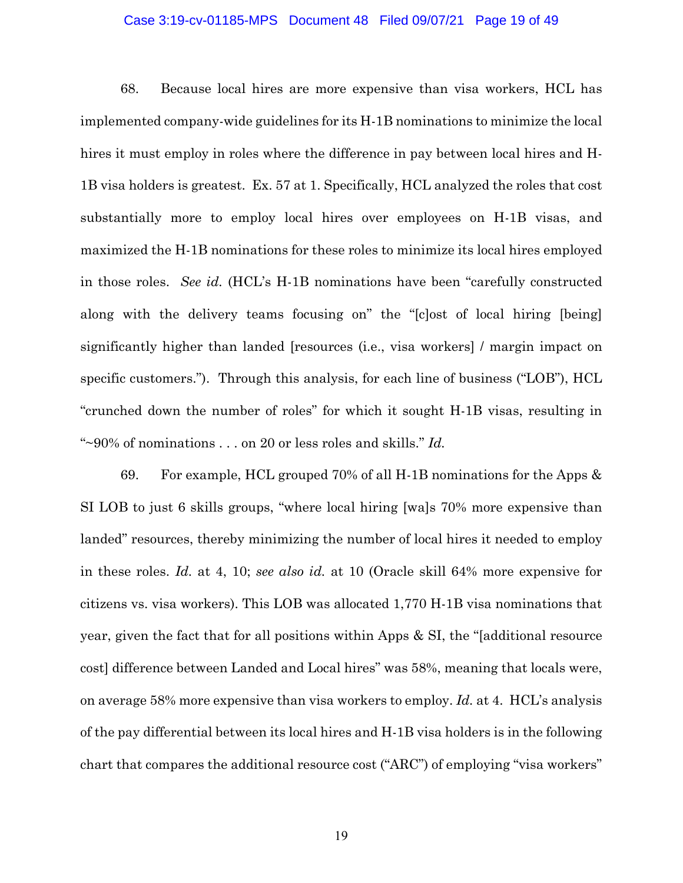68. Because local hires are more expensive than visa workers, HCL has implemented company-wide guidelines for its H-1B nominations to minimize the local hires it must employ in roles where the difference in pay between local hires and H-1B visa holders is greatest. Ex. 57 at 1. Specifically, HCL analyzed the roles that cost substantially more to employ local hires over employees on H-1B visas, and maximized the H-1B nominations for these roles to minimize its local hires employed in those roles. *See id.* (HCL's H-1B nominations have been "carefully constructed along with the delivery teams focusing on" the "[c]ost of local hiring [being] significantly higher than landed [resources (i.e., visa workers] / margin impact on specific customers."). Through this analysis, for each line of business ("LOB"), HCL "crunched down the number of roles" for which it sought H-1B visas, resulting in "~90% of nominations . . . on 20 or less roles and skills." *Id.*

69. For example, HCL grouped 70% of all H-1B nominations for the Apps & SI LOB to just 6 skills groups, "where local hiring [wa]s 70% more expensive than landed" resources, thereby minimizing the number of local hires it needed to employ in these roles. *Id.* at 4, 10; *see also id.* at 10 (Oracle skill 64% more expensive for citizens vs. visa workers). This LOB was allocated 1,770 H-1B visa nominations that year, given the fact that for all positions within Apps & SI, the "[additional resource cost] difference between Landed and Local hires" was 58%, meaning that locals were, on average 58% more expensive than visa workers to employ. *Id.* at 4. HCL's analysis of the pay differential between its local hires and H-1B visa holders is in the following chart that compares the additional resource cost ("ARC") of employing "visa workers"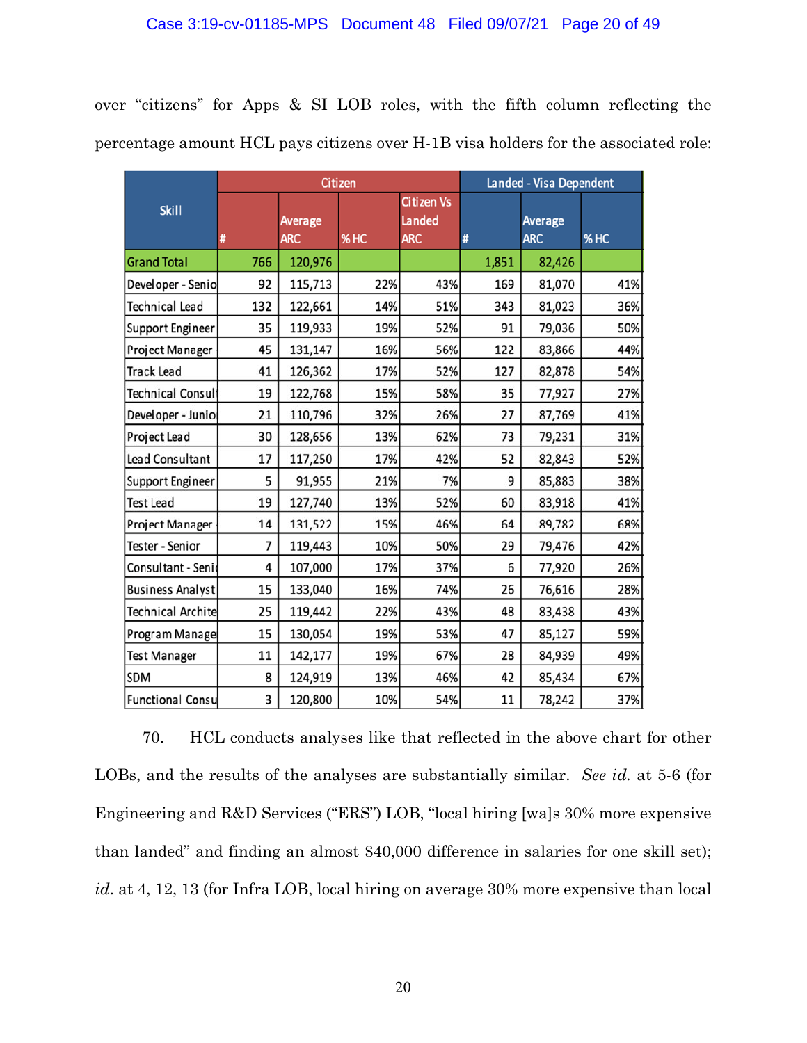over "citizens" for Apps & SI LOB roles, with the fifth column reflecting the percentage amount HCL pays citizens over H-1B visa holders for the associated role:

| Skill | Citizen | | | | Landed - Visa Dependent | | |
|---|---|---|---|---|---|---|---|
| | # | Average ARC | % HC | Citizen Vs Landed ARC | # | Average ARC | % HC |
| Grand Total | 766 | 120,976 | | | 1,851 | 82,426 | |
| Developer - Senio | 92 | 115,713 | 22% | 43% | 169 | 81,070 | 41% |
| Technical Lead | 132 | 122,661 | 14% | 51% | 343 | 81,023 | 36% |
| Support Engineer | 35 | 119,933 | 19% | 52% | 91 | 79,036 | 50% |
| Project Manager | 45 | 131,147 | 16% | 56% | 122 | 83,866 | 44% |
| Track Lead | 41 | 126,362 | 17% | 52% | 127 | 82,878 | 54% |
| Technical Consul | 19 | 122,768 | 15% | 58% | 35 | 77,927 | 27% |
| Developer - Junio | 21 | 110,796 | 32% | 26% | 27 | 87,769 | 41% |
| Project Lead | 30 | 128,656 | 13% | 62% | 73 | 79,231 | 31% |
| Lead Consultant | 17 | 117,250 | 17% | 42% | 52 | 82,843 | 52% |
| Support Engineer | 5 | 91,955 | 21% | 7% | 9 | 85,883 | 38% |
| Test Lead | 19 | 127,740 | 13% | 52% | 60 | 83,918 | 41% |
| Project Manager | 14 | 131,522 | 15% | 46% | 64 | 89,782 | 68% |
| Tester - Senior | 7 | 119,443 | 10% | 50% | 29 | 79,476 | 42% |
| Consultant - Seni | 4 | 107,000 | 17% | 37% | 6 | 77,920 | 26% |
| Business Analyst | 15 | 133,040 | 16% | 74% | 26 | 76,616 | 28% |
| Technical Archite | 25 | 119,442 | 22% | 43% | 48 | 83,438 | 43% |
| Program Manage | 15 | 130,054 | 19% | 53% | 47 | 85,127 | 59% |
| Test Manager | 11 | 142,177 | 19% | 67% | 28 | 84,939 | 49% |
| SDM | 8 | 124,919 | 13% | 46% | 42 | 85,434 | 67% |
| Functional Consu | 3 | 120,800 | 10% | 54% | 11 | 78,242 | 37% |

70. HCL conducts analyses like that reflected in the above chart for other LOBs, and the results of the analyses are substantially similar. *See id.* at 5-6 (for Engineering and R&D Services ("ERS") LOB, "local hiring [wa]s 30% more expensive than landed" and finding an almost $40,000 difference in salaries for one skill set); *id*. at 4, 12, 13 (for Infra LOB, local hiring on average 30% more expensive than local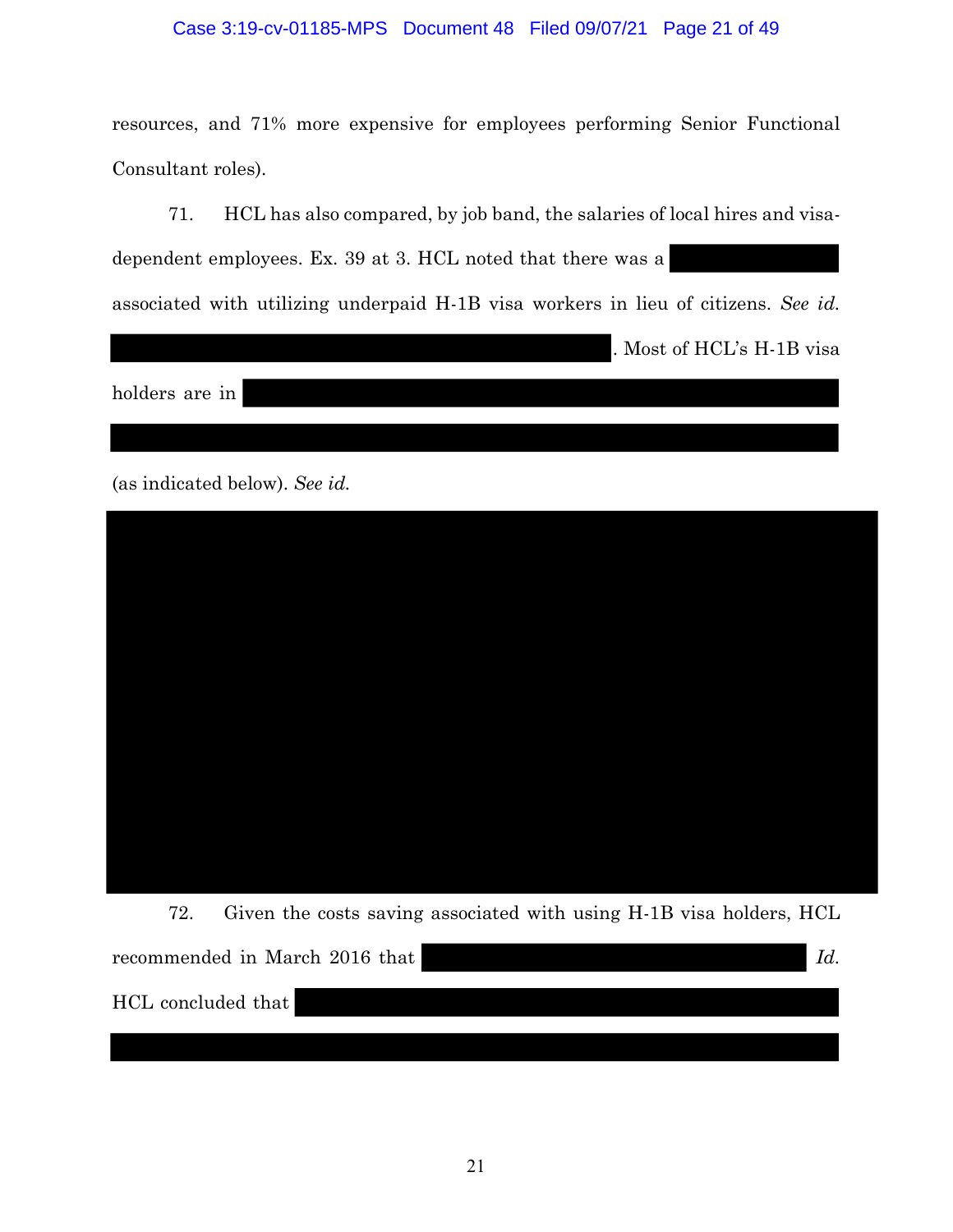resources, and 71% more expensive for employees performing Senior Functional Consultant roles).

71. HCL has also compared, by job band, the salaries of local hires and visa-dependent employees. Ex. 39 at 3. HCL noted that there was a [REDACTED] associated with utilizing underpaid H-1B visa workers in lieu of citizens. *See id.* [REDACTED]. Most of HCL's H-1B visa holders are in [REDACTED] (as indicated below). *See id.*

[REDACTED]

72. Given the costs saving associated with using H-1B visa holders, HCL recommended in March 2016 that [REDACTED] *Id.* HCL concluded that [REDACTED]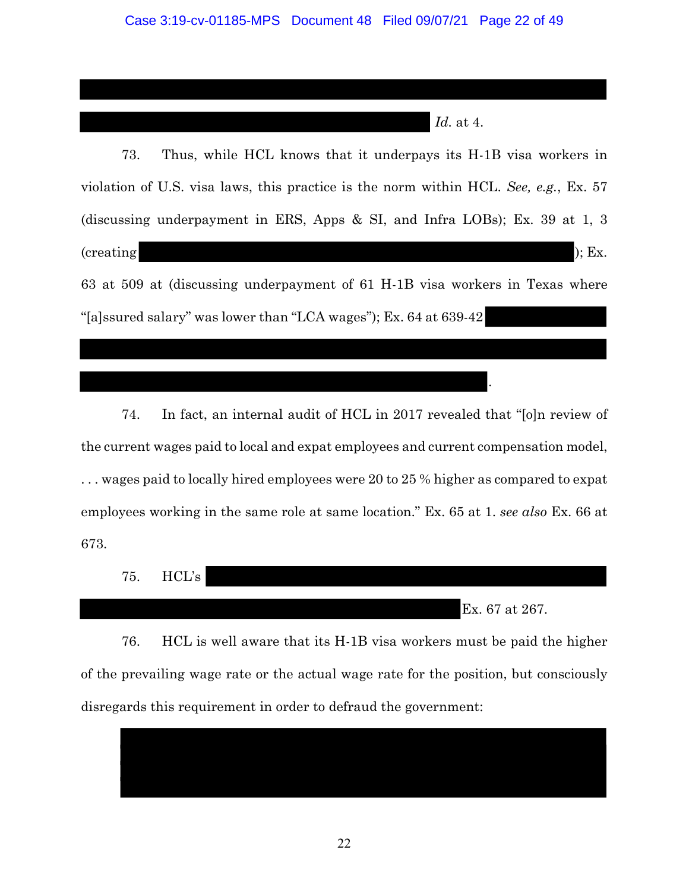*Id.* at 4.

73. Thus, while HCL knows that it underpays its H-1B visa workers in violation of U.S. visa laws, this practice is the norm within HCL. *See, e.g.*, Ex. 57 (discussing underpayment in ERS, Apps & SI, and Infra LOBs); Ex. 39 at 1, 3 (creating ); Ex. 63 at 509 at (discussing underpayment of 61 H-1B visa workers in Texas where "[a]ssured salary" was lower than "LCA wages"); Ex. 64 at 639-42 .

74. In fact, an internal audit of HCL in 2017 revealed that "[o]n review of the current wages paid to local and expat employees and current compensation model, . . . wages paid to locally hired employees were 20 to 25 % higher as compared to expat employees working in the same role at same location." Ex. 65 at 1. *see also* Ex. 66 at 673.

75. HCL's Ex. 67 at 267.

76. HCL is well aware that its H-1B visa workers must be paid the higher of the prevailing wage rate or the actual wage rate for the position, but consciously disregards this requirement in order to defraud the government: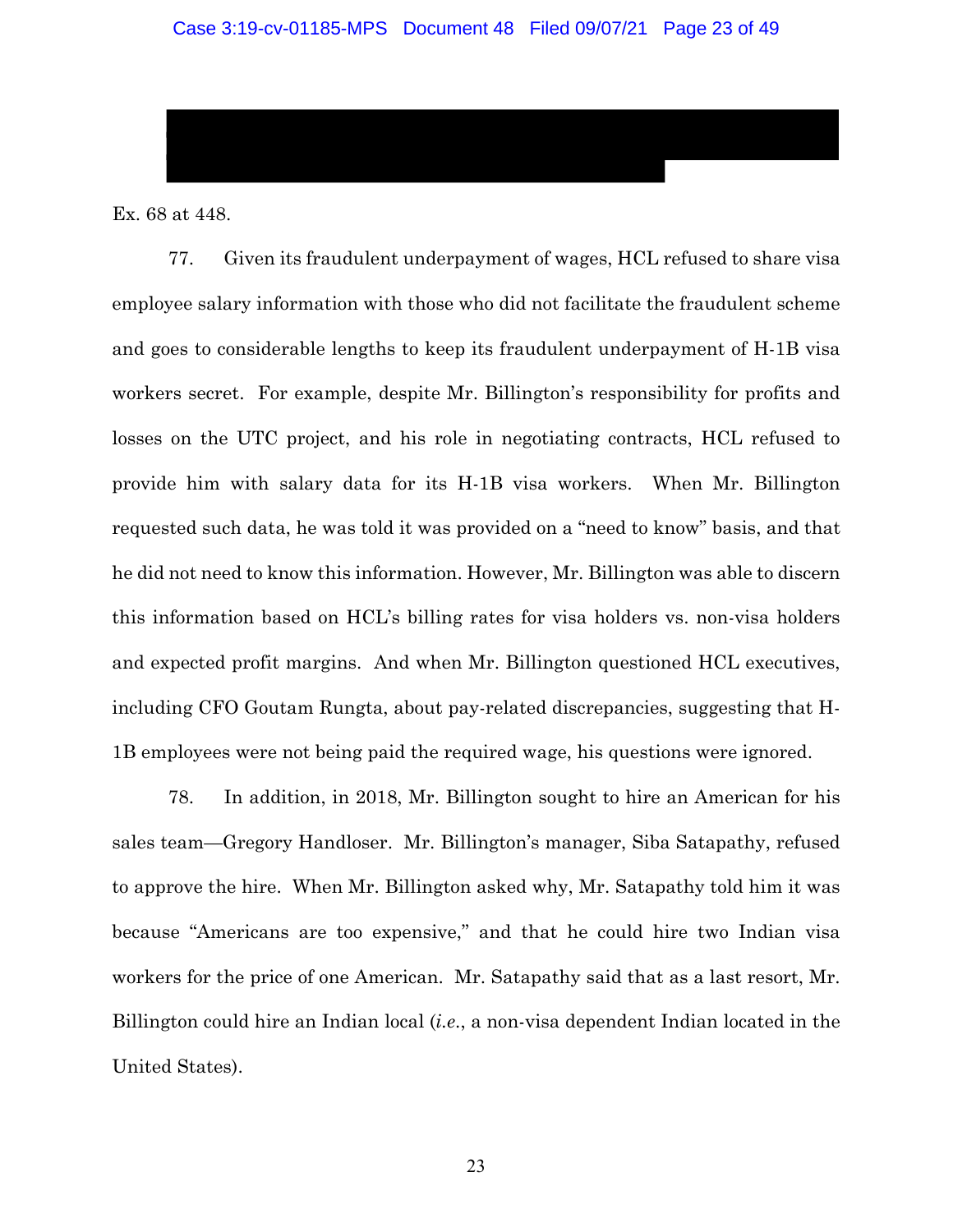Ex. 68 at 448.

77. Given its fraudulent underpayment of wages, HCL refused to share visa employee salary information with those who did not facilitate the fraudulent scheme and goes to considerable lengths to keep its fraudulent underpayment of H-1B visa workers secret. For example, despite Mr. Billington's responsibility for profits and losses on the UTC project, and his role in negotiating contracts, HCL refused to provide him with salary data for its H-1B visa workers. When Mr. Billington requested such data, he was told it was provided on a "need to know" basis, and that he did not need to know this information. However, Mr. Billington was able to discern this information based on HCL's billing rates for visa holders vs. non-visa holders and expected profit margins. And when Mr. Billington questioned HCL executives, including CFO Goutam Rungta, about pay-related discrepancies, suggesting that H-1B employees were not being paid the required wage, his questions were ignored.

78. In addition, in 2018, Mr. Billington sought to hire an American for his sales team—Gregory Handloser. Mr. Billington's manager, Siba Satapathy, refused to approve the hire. When Mr. Billington asked why, Mr. Satapathy told him it was because "Americans are too expensive," and that he could hire two Indian visa workers for the price of one American. Mr. Satapathy said that as a last resort, Mr. Billington could hire an Indian local (*i.e.*, a non-visa dependent Indian located in the United States).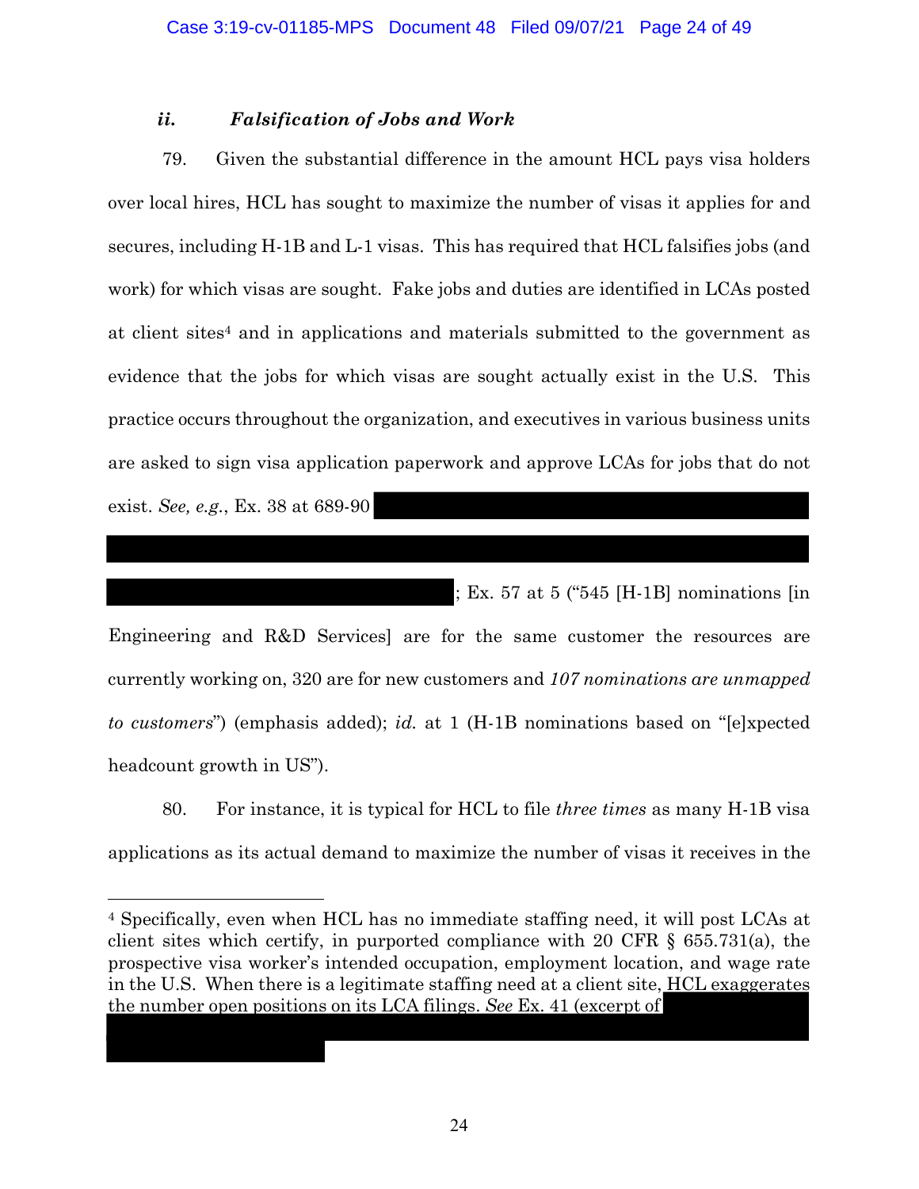### *ii. Falsification of Jobs and Work*

79. Given the substantial difference in the amount HCL pays visa holders over local hires, HCL has sought to maximize the number of visas it applies for and secures, including H-1B and L-1 visas. This has required that HCL falsifies jobs (and work) for which visas are sought. Fake jobs and duties are identified in LCAs posted at client sites[4] and in applications and materials submitted to the government as evidence that the jobs for which visas are sought actually exist in the U.S. This practice occurs throughout the organization, and executives in various business units are asked to sign visa application paperwork and approve LCAs for jobs that do not exist. *See, e.g.*, Ex. 38 at 689-90 ███████████████████████████████████████████████████████████████████████████████████████████; Ex. 57 at 5 ("545 [H-1B] nominations [in Engineering and R&D Services] are for the same customer the resources are currently working on, 320 are for new customers and *107 nominations are unmapped to customers*") (emphasis added); *id.* at 1 (H-1B nominations based on "[e]xpected headcount growth in US").

80. For instance, it is typical for HCL to file *three times* as many H-1B visa applications as its actual demand to maximize the number of visas it receives in the

---

[4] Specifically, even when HCL has no immediate staffing need, it will post LCAs at client sites which certify, in purported compliance with 20 CFR § 655.731(a), the prospective visa worker's intended occupation, employment location, and wage rate in the U.S. When there is a legitimate staffing need at a client site, HCL exaggerates the number open positions on its LCA filings. *See* Ex. 41 (excerpt of ███████████████████████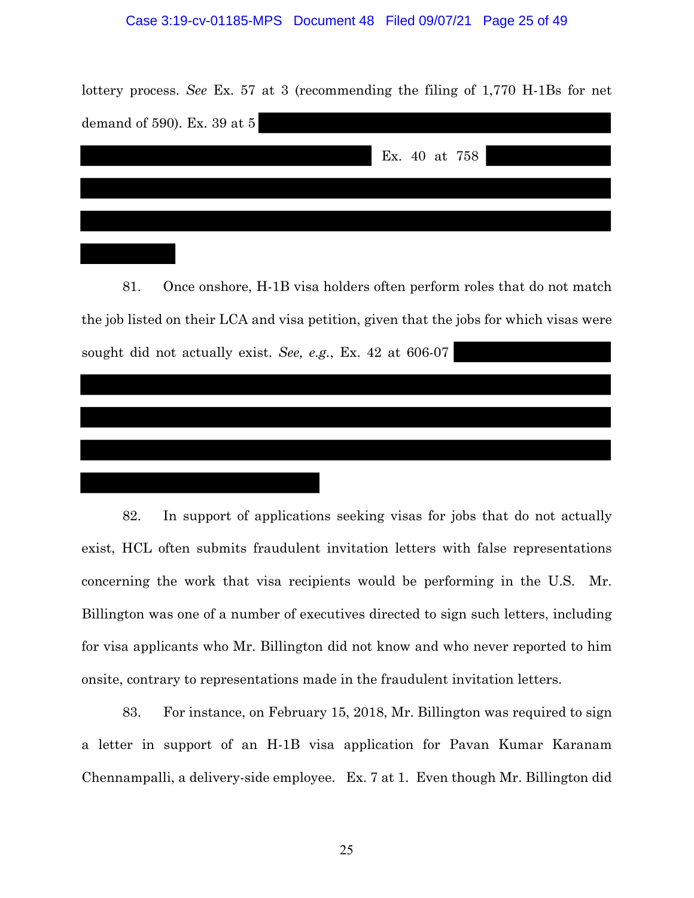lottery process. *See* Ex. 57 at 3 (recommending the filing of 1,770 H-1Bs for net demand of 590). Ex. 39 at 5 [REDACTED] Ex. 40 at 758 [REDACTED]

81. Once onshore, H-1B visa holders often perform roles that do not match the job listed on their LCA and visa petition, given that the jobs for which visas were sought did not actually exist. *See, e.g.*, Ex. 42 at 606-07 [REDACTED]

82. In support of applications seeking visas for jobs that do not actually exist, HCL often submits fraudulent invitation letters with false representations concerning the work that visa recipients would be performing in the U.S. Mr. Billington was one of a number of executives directed to sign such letters, including for visa applicants who Mr. Billington did not know and who never reported to him onsite, contrary to representations made in the fraudulent invitation letters.

83. For instance, on February 15, 2018, Mr. Billington was required to sign a letter in support of an H-1B visa application for Pavan Kumar Karanam Chennampalli, a delivery-side employee. Ex. 7 at 1. Even though Mr. Billington did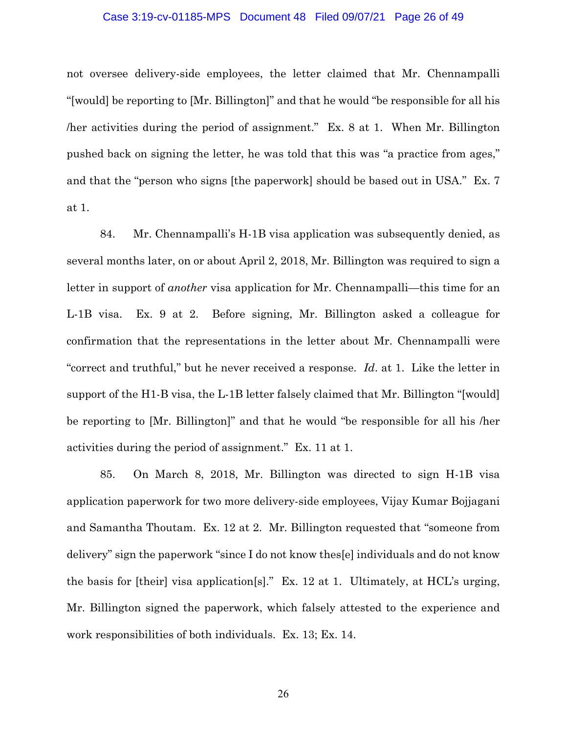not oversee delivery-side employees, the letter claimed that Mr. Chennampalli "[would] be reporting to [Mr. Billington]" and that he would "be responsible for all his /her activities during the period of assignment." Ex. 8 at 1. When Mr. Billington pushed back on signing the letter, he was told that this was "a practice from ages," and that the "person who signs [the paperwork] should be based out in USA." Ex. 7 at 1.

84. Mr. Chennampalli's H-1B visa application was subsequently denied, as several months later, on or about April 2, 2018, Mr. Billington was required to sign a letter in support of *another* visa application for Mr. Chennampalli—this time for an L-1B visa. Ex. 9 at 2. Before signing, Mr. Billington asked a colleague for confirmation that the representations in the letter about Mr. Chennampalli were "correct and truthful," but he never received a response. *Id*. at 1. Like the letter in support of the H1-B visa, the L-1B letter falsely claimed that Mr. Billington "[would] be reporting to [Mr. Billington]" and that he would "be responsible for all his /her activities during the period of assignment." Ex. 11 at 1.

85. On March 8, 2018, Mr. Billington was directed to sign H-1B visa application paperwork for two more delivery-side employees, Vijay Kumar Bojjagani and Samantha Thoutam. Ex. 12 at 2. Mr. Billington requested that "someone from delivery" sign the paperwork "since I do not know thes[e] individuals and do not know the basis for [their] visa application[s]." Ex. 12 at 1. Ultimately, at HCL's urging, Mr. Billington signed the paperwork, which falsely attested to the experience and work responsibilities of both individuals. Ex. 13; Ex. 14.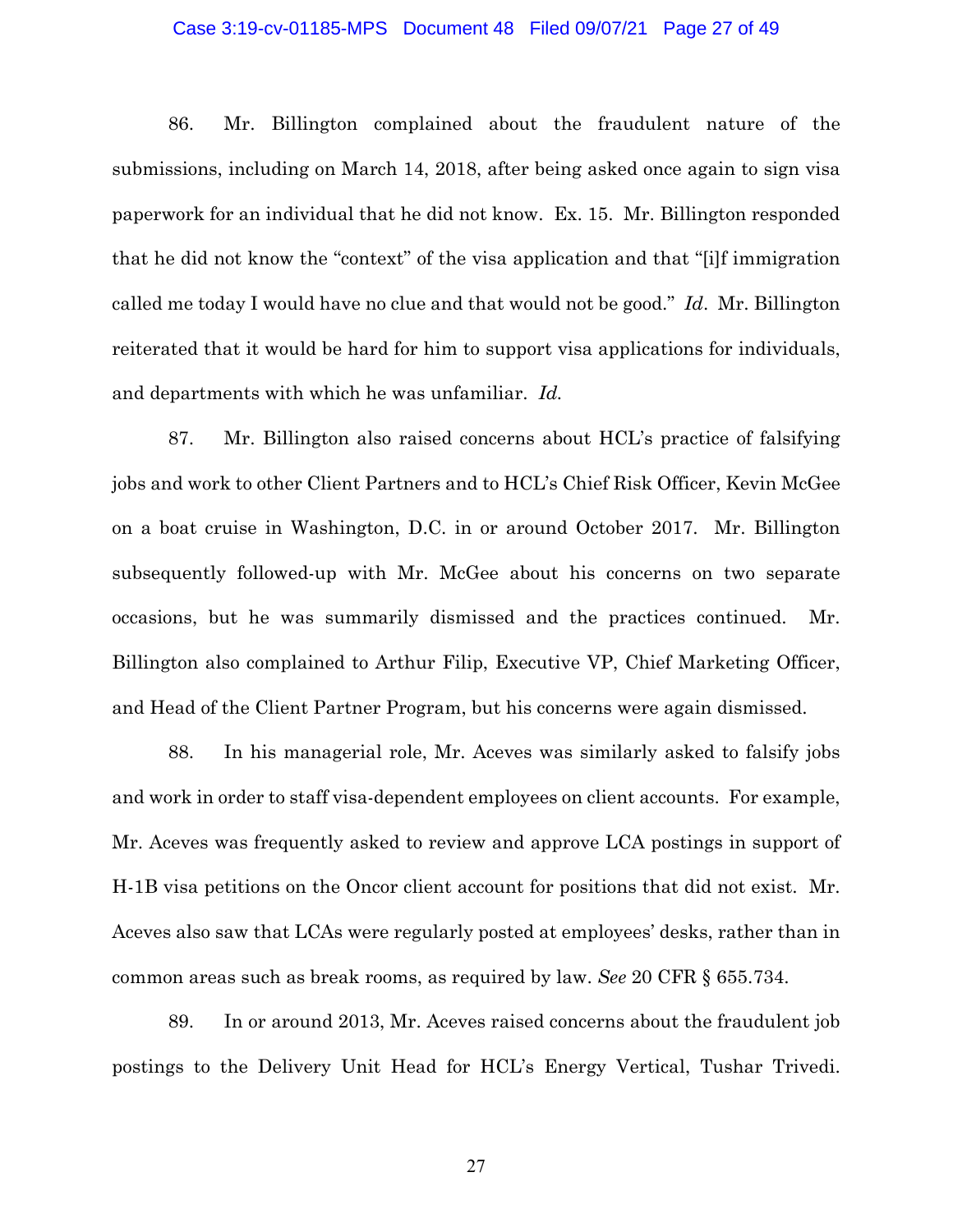86. Mr. Billington complained about the fraudulent nature of the submissions, including on March 14, 2018, after being asked once again to sign visa paperwork for an individual that he did not know. Ex. 15. Mr. Billington responded that he did not know the "context" of the visa application and that "[i]f immigration called me today I would have no clue and that would not be good." *Id*. Mr. Billington reiterated that it would be hard for him to support visa applications for individuals, and departments with which he was unfamiliar. *Id.*

87. Mr. Billington also raised concerns about HCL's practice of falsifying jobs and work to other Client Partners and to HCL's Chief Risk Officer, Kevin McGee on a boat cruise in Washington, D.C. in or around October 2017. Mr. Billington subsequently followed-up with Mr. McGee about his concerns on two separate occasions, but he was summarily dismissed and the practices continued. Mr. Billington also complained to Arthur Filip, Executive VP, Chief Marketing Officer, and Head of the Client Partner Program, but his concerns were again dismissed.

88. In his managerial role, Mr. Aceves was similarly asked to falsify jobs and work in order to staff visa-dependent employees on client accounts. For example, Mr. Aceves was frequently asked to review and approve LCA postings in support of H-1B visa petitions on the Oncor client account for positions that did not exist. Mr. Aceves also saw that LCAs were regularly posted at employees' desks, rather than in common areas such as break rooms, as required by law. *See* 20 CFR § 655.734.

89. In or around 2013, Mr. Aceves raised concerns about the fraudulent job postings to the Delivery Unit Head for HCL's Energy Vertical, Tushar Trivedi.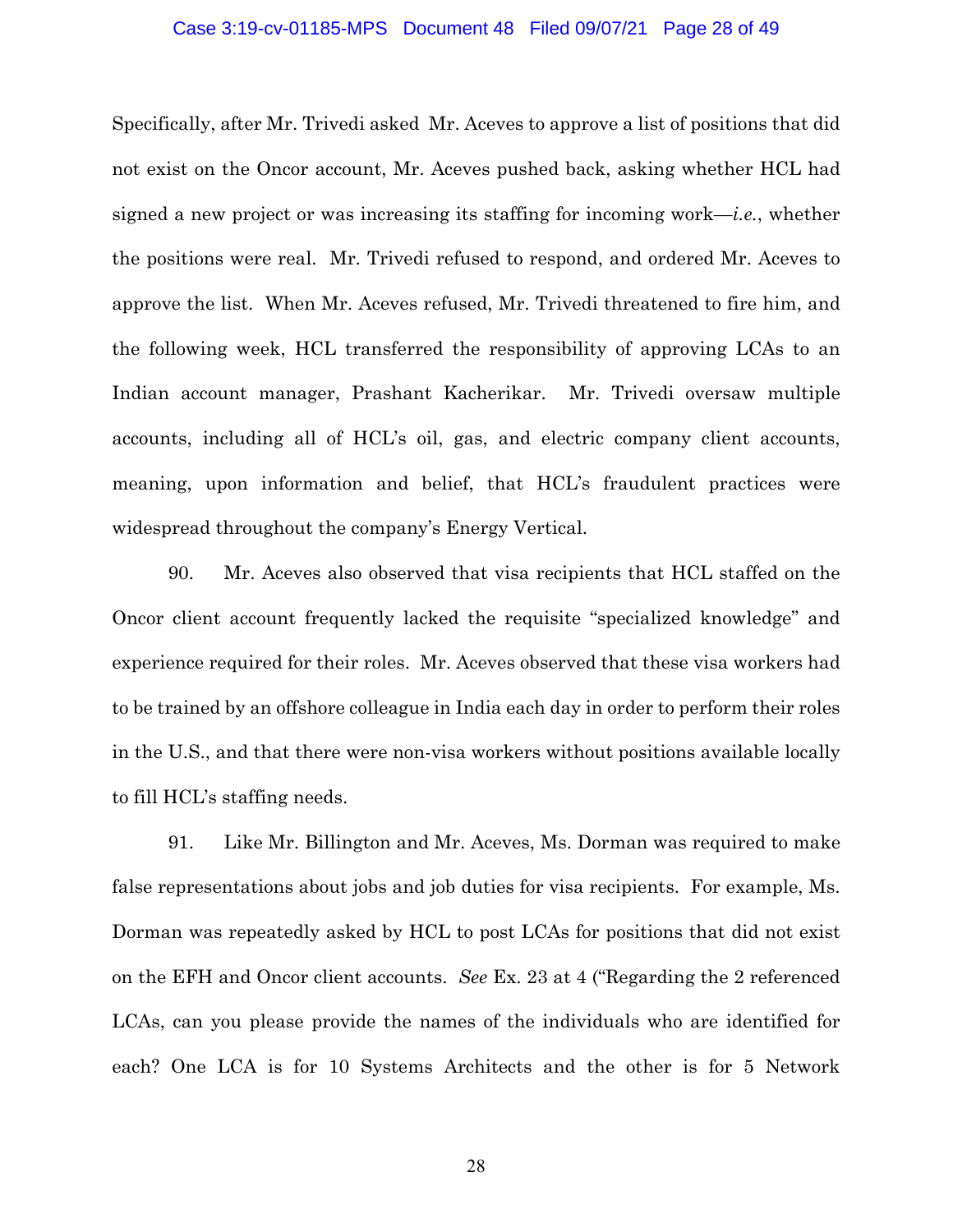Specifically, after Mr. Trivedi asked Mr. Aceves to approve a list of positions that did not exist on the Oncor account, Mr. Aceves pushed back, asking whether HCL had signed a new project or was increasing its staffing for incoming work—*i.e.*, whether the positions were real. Mr. Trivedi refused to respond, and ordered Mr. Aceves to approve the list. When Mr. Aceves refused, Mr. Trivedi threatened to fire him, and the following week, HCL transferred the responsibility of approving LCAs to an Indian account manager, Prashant Kacherikar. Mr. Trivedi oversaw multiple accounts, including all of HCL's oil, gas, and electric company client accounts, meaning, upon information and belief, that HCL's fraudulent practices were widespread throughout the company's Energy Vertical.

90. Mr. Aceves also observed that visa recipients that HCL staffed on the Oncor client account frequently lacked the requisite "specialized knowledge" and experience required for their roles. Mr. Aceves observed that these visa workers had to be trained by an offshore colleague in India each day in order to perform their roles in the U.S., and that there were non-visa workers without positions available locally to fill HCL's staffing needs.

91. Like Mr. Billington and Mr. Aceves, Ms. Dorman was required to make false representations about jobs and job duties for visa recipients. For example, Ms. Dorman was repeatedly asked by HCL to post LCAs for positions that did not exist on the EFH and Oncor client accounts. *See* Ex. 23 at 4 ("Regarding the 2 referenced LCAs, can you please provide the names of the individuals who are identified for each? One LCA is for 10 Systems Architects and the other is for 5 Network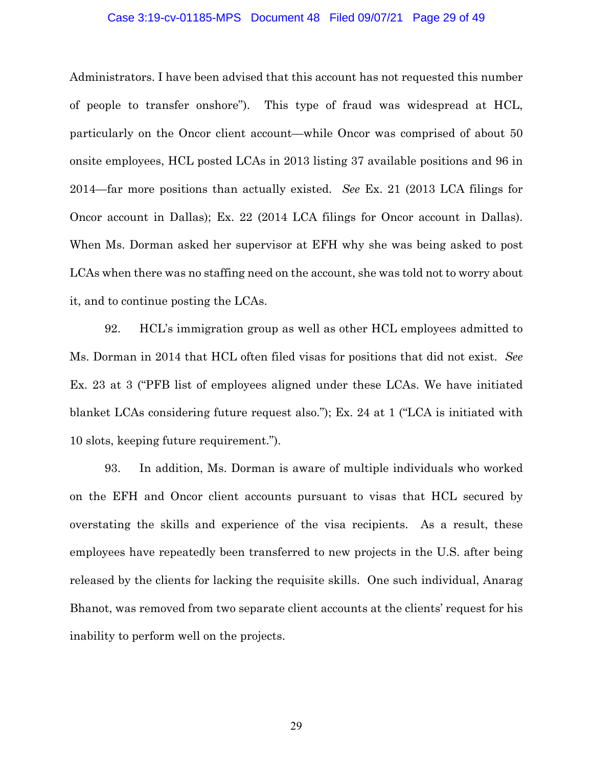Administrators. I have been advised that this account has not requested this number of people to transfer onshore"). This type of fraud was widespread at HCL, particularly on the Oncor client account—while Oncor was comprised of about 50 onsite employees, HCL posted LCAs in 2013 listing 37 available positions and 96 in 2014—far more positions than actually existed. *See* Ex. 21 (2013 LCA filings for Oncor account in Dallas); Ex. 22 (2014 LCA filings for Oncor account in Dallas). When Ms. Dorman asked her supervisor at EFH why she was being asked to post LCAs when there was no staffing need on the account, she was told not to worry about it, and to continue posting the LCAs.

92. HCL's immigration group as well as other HCL employees admitted to Ms. Dorman in 2014 that HCL often filed visas for positions that did not exist. *See* Ex. 23 at 3 ("PFB list of employees aligned under these LCAs. We have initiated blanket LCAs considering future request also."); Ex. 24 at 1 ("LCA is initiated with 10 slots, keeping future requirement.").

93. In addition, Ms. Dorman is aware of multiple individuals who worked on the EFH and Oncor client accounts pursuant to visas that HCL secured by overstating the skills and experience of the visa recipients. As a result, these employees have repeatedly been transferred to new projects in the U.S. after being released by the clients for lacking the requisite skills. One such individual, Anarag Bhanot, was removed from two separate client accounts at the clients' request for his inability to perform well on the projects.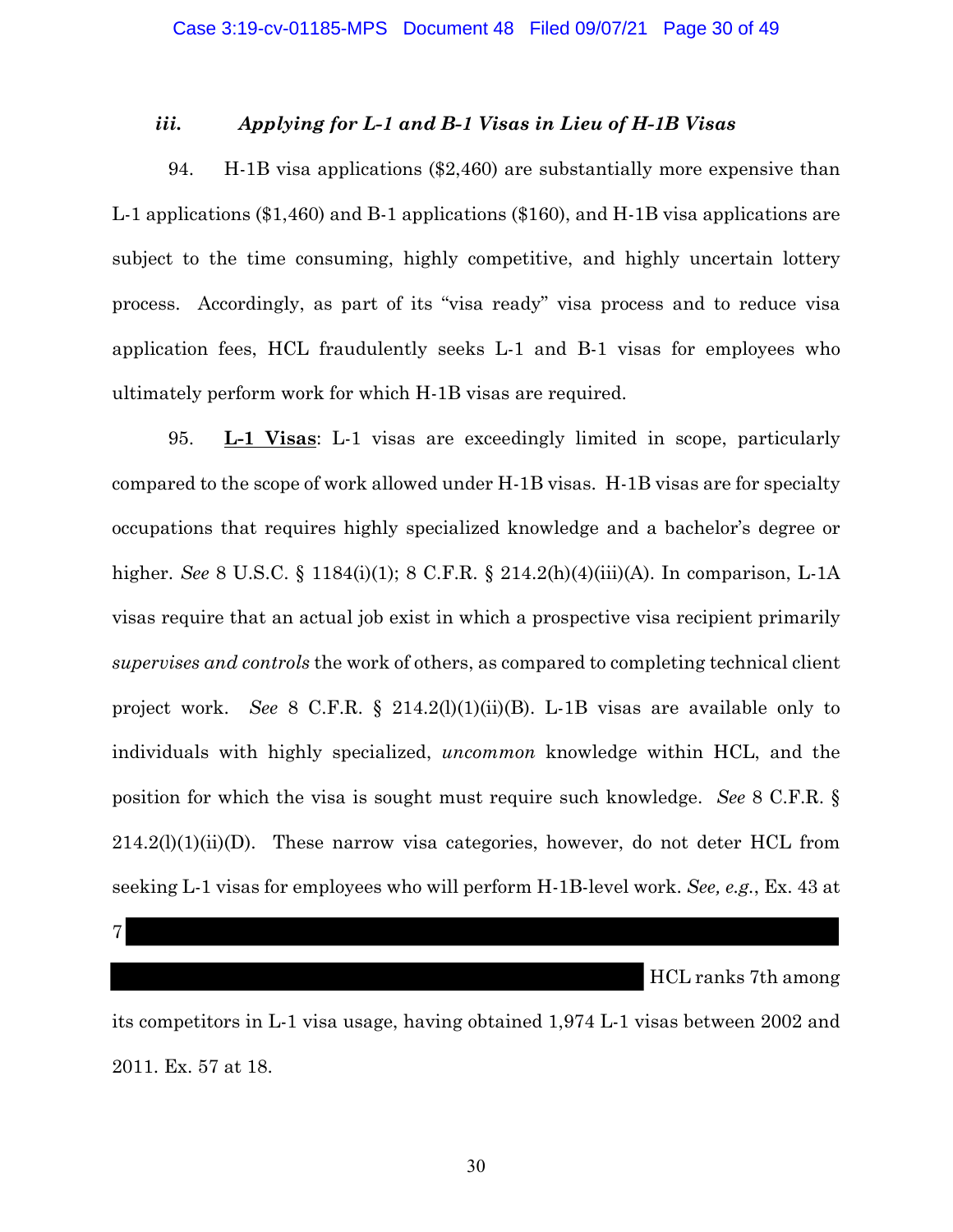### *iii. Applying for L-1 and B-1 Visas in Lieu of H-1B Visas*

94. H-1B visa applications ($2,460) are substantially more expensive than L-1 applications ($1,460) and B-1 applications ($160), and H-1B visa applications are subject to the time consuming, highly competitive, and highly uncertain lottery process. Accordingly, as part of its "visa ready" visa process and to reduce visa application fees, HCL fraudulently seeks L-1 and B-1 visas for employees who ultimately perform work for which H-1B visas are required.

95. **<u>L-1 Visas</u>**: L-1 visas are exceedingly limited in scope, particularly compared to the scope of work allowed under H-1B visas. H-1B visas are for specialty occupations that requires highly specialized knowledge and a bachelor's degree or higher. *See* 8 U.S.C. § 1184(i)(1); 8 C.F.R. § 214.2(h)(4)(iii)(A). In comparison, L-1A visas require that an actual job exist in which a prospective visa recipient primarily *supervises and controls* the work of others, as compared to completing technical client project work. *See* 8 C.F.R. § 214.2(l)(1)(ii)(B). L-1B visas are available only to individuals with highly specialized, *uncommon* knowledge within HCL, and the position for which the visa is sought must require such knowledge. *See* 8 C.F.R. § 214.2(l)(1)(ii)(D). These narrow visa categories, however, do not deter HCL from seeking L-1 visas for employees who will perform H-1B-level work. *See, e.g.*, Ex. 43 at 7 [REDACTED] HCL ranks 7th among its competitors in L-1 visa usage, having obtained 1,974 L-1 visas between 2002 and 2011. Ex. 57 at 18.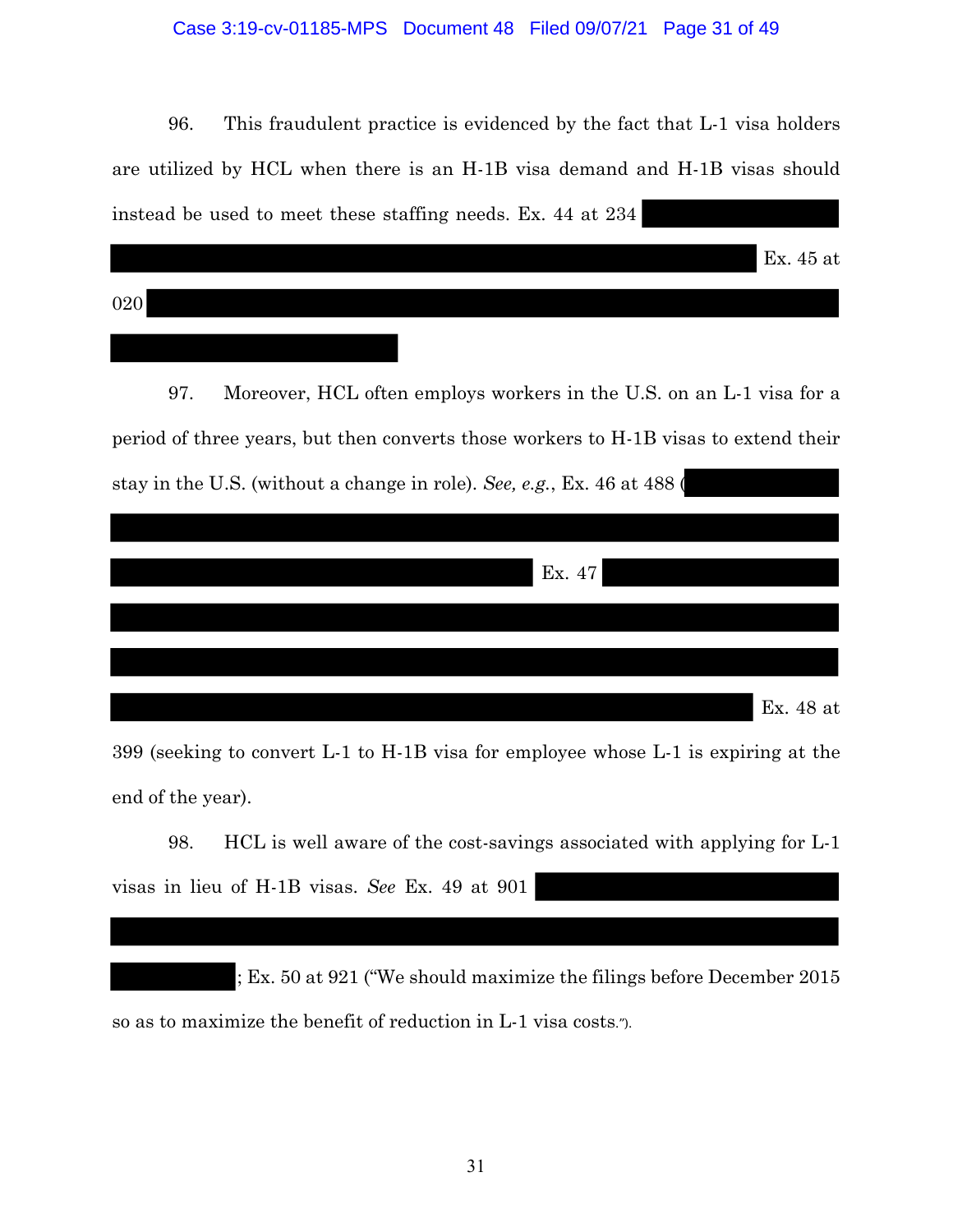96. This fraudulent practice is evidenced by the fact that L-1 visa holders are utilized by HCL when there is an H-1B visa demand and H-1B visas should instead be used to meet these staffing needs. Ex. 44 at 234 ██████████ ██████████████████████████████ Ex. 45 at 020 ██████████████████████████████ ██████████

97. Moreover, HCL often employs workers in the U.S. on an L-1 visa for a period of three years, but then converts those workers to H-1B visas to extend their stay in the U.S. (without a change in role). *See, e.g.*, Ex. 46 at 488 (██████████ ██████████████████████████████ ██████████████████████ Ex. 47 ██████████ ██████████████████████████████ ██████████████████████████████ ██████████████████████████████ Ex. 48 at 399 (seeking to convert L-1 to H-1B visa for employee whose L-1 is expiring at the end of the year).

98. HCL is well aware of the cost-savings associated with applying for L-1 visas in lieu of H-1B visas. *See* Ex. 49 at 901 ██████████ ██████████████████████████████ ██████; Ex. 50 at 921 ("We should maximize the filings before December 2015 so as to maximize the benefit of reduction in L-1 visa costs.").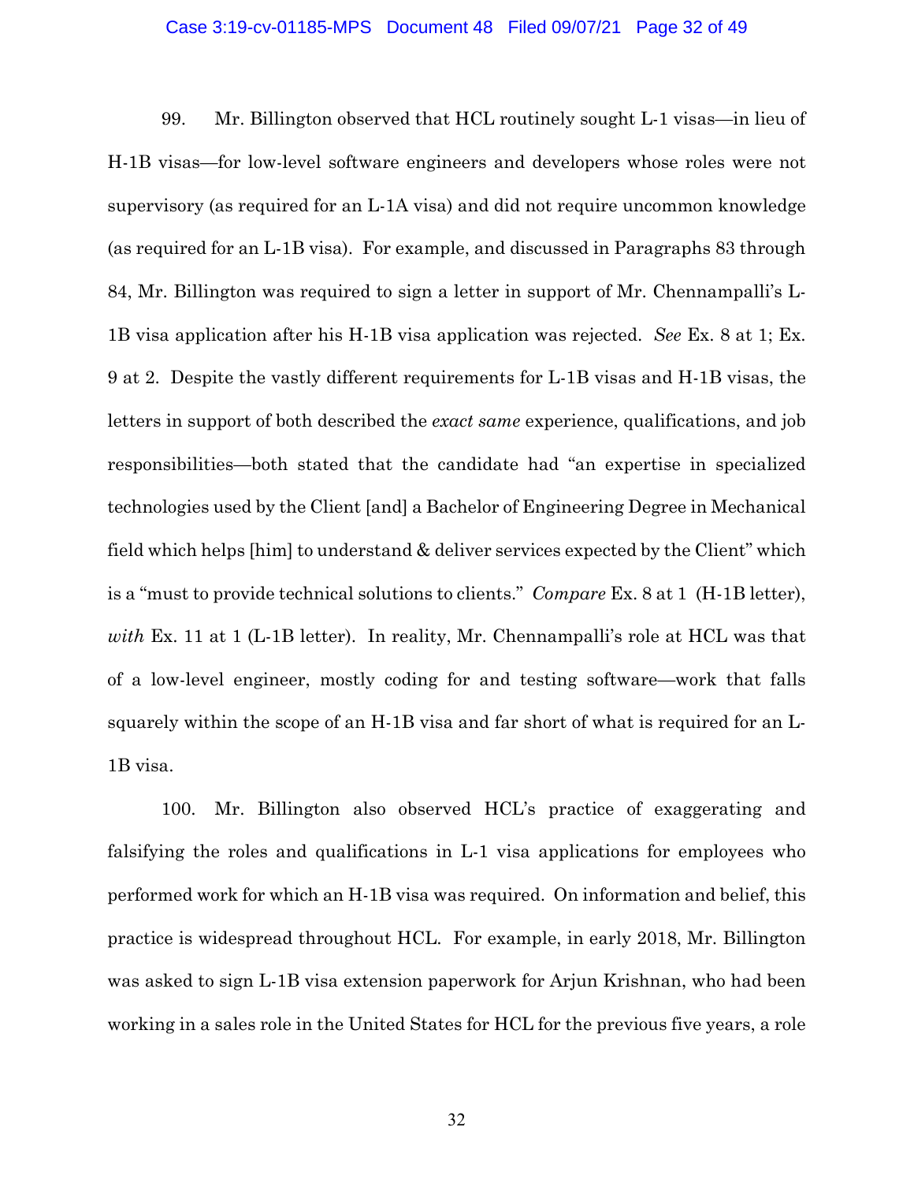99. Mr. Billington observed that HCL routinely sought L-1 visas—in lieu of H-1B visas—for low-level software engineers and developers whose roles were not supervisory (as required for an L-1A visa) and did not require uncommon knowledge (as required for an L-1B visa). For example, and discussed in Paragraphs 83 through 84, Mr. Billington was required to sign a letter in support of Mr. Chennampalli's L-1B visa application after his H-1B visa application was rejected. *See* Ex. 8 at 1; Ex. 9 at 2. Despite the vastly different requirements for L-1B visas and H-1B visas, the letters in support of both described the *exact same* experience, qualifications, and job responsibilities—both stated that the candidate had "an expertise in specialized technologies used by the Client [and] a Bachelor of Engineering Degree in Mechanical field which helps [him] to understand & deliver services expected by the Client" which is a "must to provide technical solutions to clients." *Compare* Ex. 8 at 1 (H-1B letter), *with* Ex. 11 at 1 (L-1B letter). In reality, Mr. Chennampalli's role at HCL was that of a low-level engineer, mostly coding for and testing software—work that falls squarely within the scope of an H-1B visa and far short of what is required for an L-1B visa.

100. Mr. Billington also observed HCL's practice of exaggerating and falsifying the roles and qualifications in L-1 visa applications for employees who performed work for which an H-1B visa was required. On information and belief, this practice is widespread throughout HCL. For example, in early 2018, Mr. Billington was asked to sign L-1B visa extension paperwork for Arjun Krishnan, who had been working in a sales role in the United States for HCL for the previous five years, a role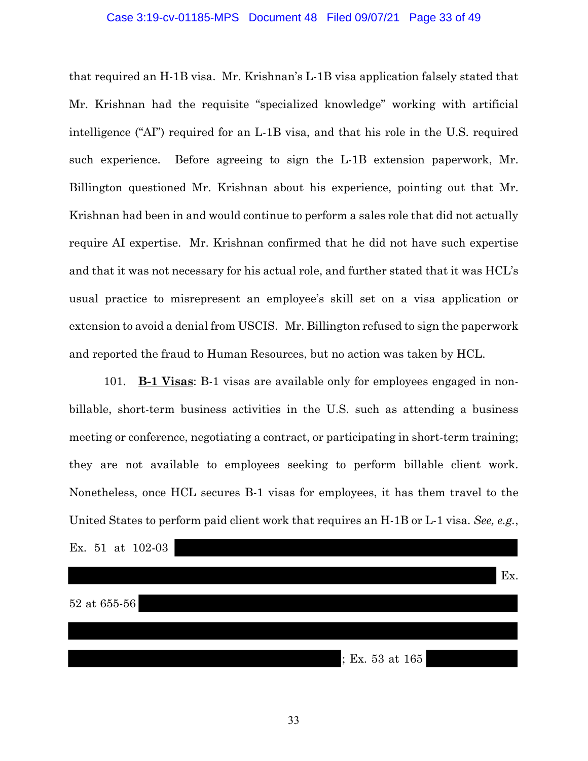that required an H-1B visa. Mr. Krishnan's L-1B visa application falsely stated that Mr. Krishnan had the requisite "specialized knowledge" working with artificial intelligence ("AI") required for an L-1B visa, and that his role in the U.S. required such experience. Before agreeing to sign the L-1B extension paperwork, Mr. Billington questioned Mr. Krishnan about his experience, pointing out that Mr. Krishnan had been in and would continue to perform a sales role that did not actually require AI expertise. Mr. Krishnan confirmed that he did not have such expertise and that it was not necessary for his actual role, and further stated that it was HCL's usual practice to misrepresent an employee's skill set on a visa application or extension to avoid a denial from USCIS. Mr. Billington refused to sign the paperwork and reported the fraud to Human Resources, but no action was taken by HCL.

101. **B-1 Visas**: B-1 visas are available only for employees engaged in non-billable, short-term business activities in the U.S. such as attending a business meeting or conference, negotiating a contract, or participating in short-term training; they are not available to employees seeking to perform billable client work. Nonetheless, once HCL secures B-1 visas for employees, it has them travel to the United States to perform paid client work that requires an H-1B or L-1 visa. *See, e.g.*, Ex. 51 at 102-03 [REDACTED] Ex. 52 at 655-56 [REDACTED]; Ex. 53 at 165 [REDACTED]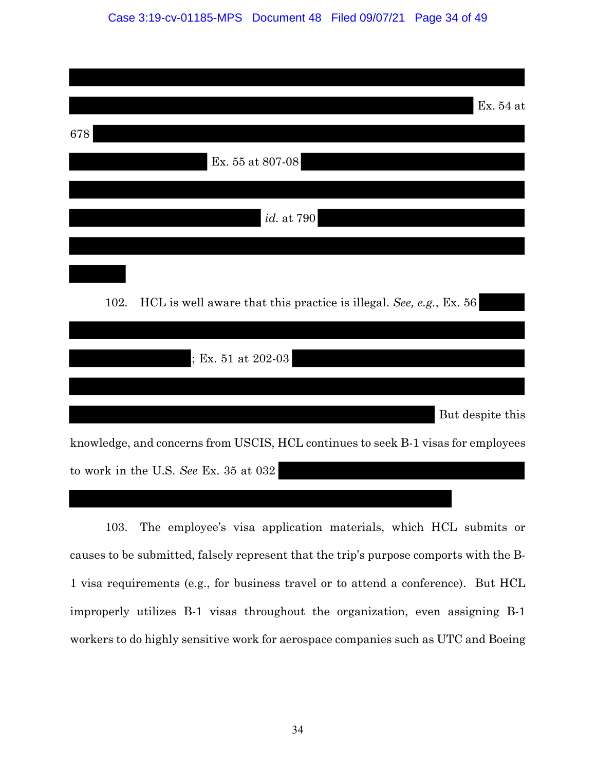Ex. 54 at 678 Ex. 55 at 807-08 *id.* at 790

102. HCL is well aware that this practice is illegal. *See, e.g.*, Ex. 56 ; Ex. 51 at 202-03 But despite this knowledge, and concerns from USCIS, HCL continues to seek B-1 visas for employees to work in the U.S. *See* Ex. 35 at 032

103. The employee's visa application materials, which HCL submits or causes to be submitted, falsely represent that the trip's purpose comports with the B-1 visa requirements (e.g., for business travel or to attend a conference). But HCL improperly utilizes B-1 visas throughout the organization, even assigning B-1 workers to do highly sensitive work for aerospace companies such as UTC and Boeing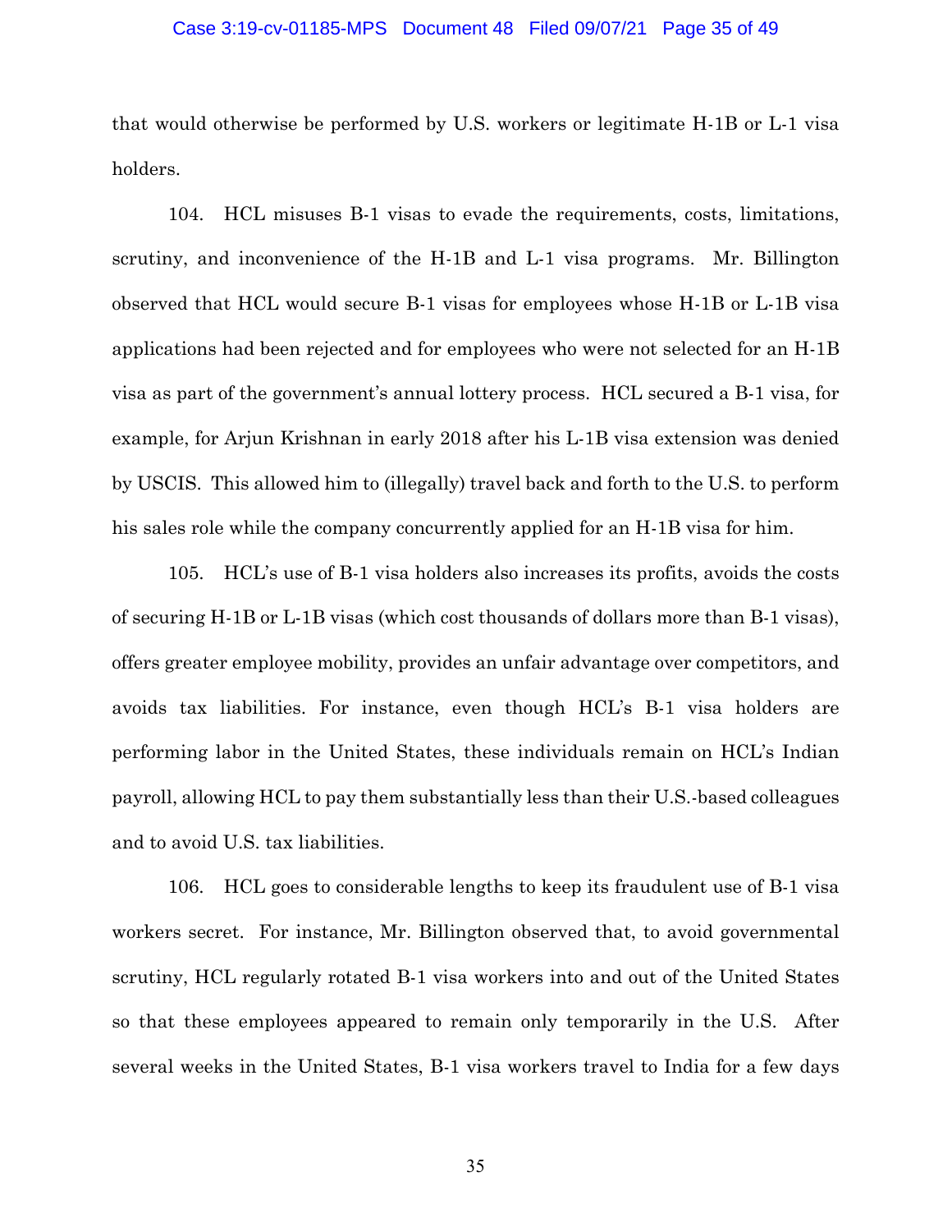that would otherwise be performed by U.S. workers or legitimate H-1B or L-1 visa holders.

104. HCL misuses B-1 visas to evade the requirements, costs, limitations, scrutiny, and inconvenience of the H-1B and L-1 visa programs. Mr. Billington observed that HCL would secure B-1 visas for employees whose H-1B or L-1B visa applications had been rejected and for employees who were not selected for an H-1B visa as part of the government's annual lottery process. HCL secured a B-1 visa, for example, for Arjun Krishnan in early 2018 after his L-1B visa extension was denied by USCIS. This allowed him to (illegally) travel back and forth to the U.S. to perform his sales role while the company concurrently applied for an H-1B visa for him.

105. HCL's use of B-1 visa holders also increases its profits, avoids the costs of securing H-1B or L-1B visas (which cost thousands of dollars more than B-1 visas), offers greater employee mobility, provides an unfair advantage over competitors, and avoids tax liabilities. For instance, even though HCL's B-1 visa holders are performing labor in the United States, these individuals remain on HCL's Indian payroll, allowing HCL to pay them substantially less than their U.S.-based colleagues and to avoid U.S. tax liabilities.

106. HCL goes to considerable lengths to keep its fraudulent use of B-1 visa workers secret. For instance, Mr. Billington observed that, to avoid governmental scrutiny, HCL regularly rotated B-1 visa workers into and out of the United States so that these employees appeared to remain only temporarily in the U.S. After several weeks in the United States, B-1 visa workers travel to India for a few days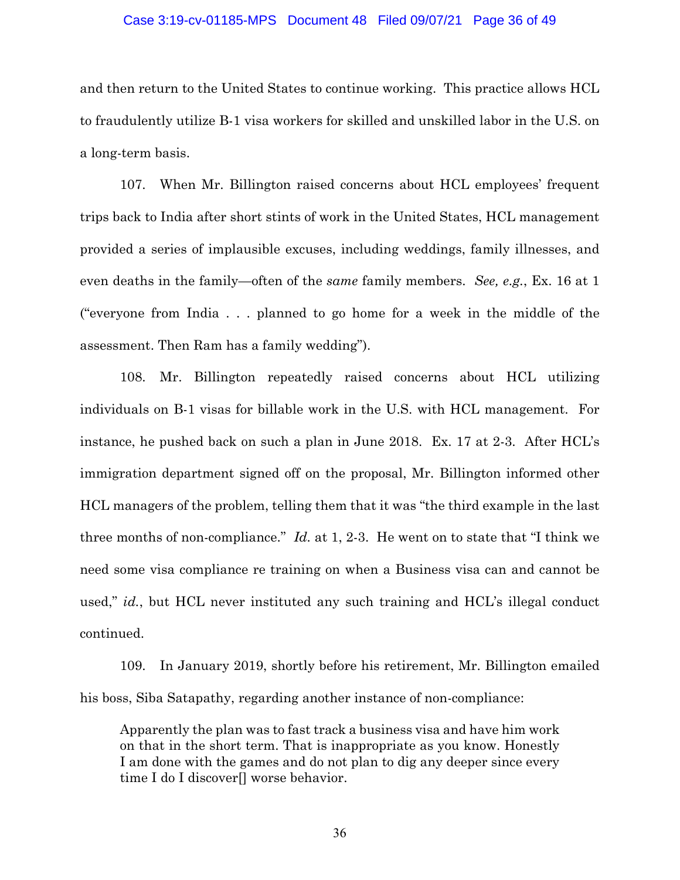and then return to the United States to continue working. This practice allows HCL to fraudulently utilize B-1 visa workers for skilled and unskilled labor in the U.S. on a long-term basis.

107. When Mr. Billington raised concerns about HCL employees' frequent trips back to India after short stints of work in the United States, HCL management provided a series of implausible excuses, including weddings, family illnesses, and even deaths in the family—often of the *same* family members. *See, e.g.*, Ex. 16 at 1 ("everyone from India . . . planned to go home for a week in the middle of the assessment. Then Ram has a family wedding").

108. Mr. Billington repeatedly raised concerns about HCL utilizing individuals on B-1 visas for billable work in the U.S. with HCL management. For instance, he pushed back on such a plan in June 2018. Ex. 17 at 2-3. After HCL's immigration department signed off on the proposal, Mr. Billington informed other HCL managers of the problem, telling them that it was "the third example in the last three months of non-compliance." *Id.* at 1, 2-3. He went on to state that "I think we need some visa compliance re training on when a Business visa can and cannot be used," *id.*, but HCL never instituted any such training and HCL's illegal conduct continued.

109. In January 2019, shortly before his retirement, Mr. Billington emailed his boss, Siba Satapathy, regarding another instance of non-compliance:

> Apparently the plan was to fast track a business visa and have him work on that in the short term. That is inappropriate as you know. Honestly I am done with the games and do not plan to dig any deeper since every time I do I discover[] worse behavior.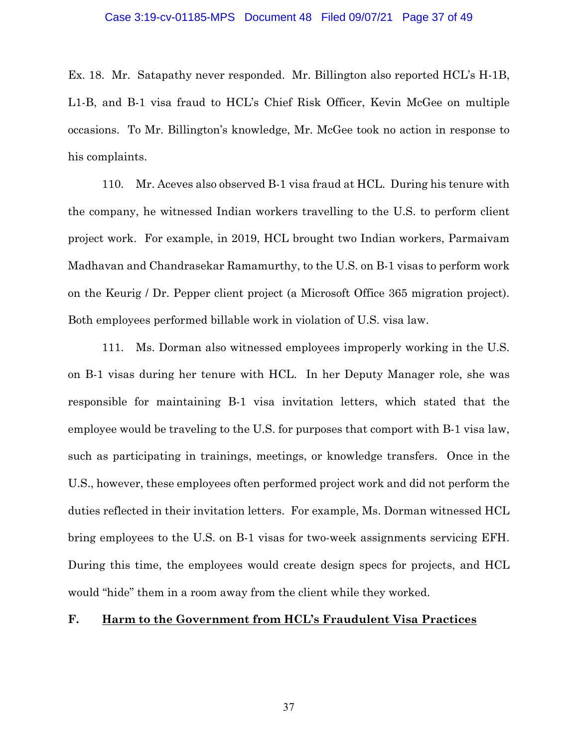Ex. 18. Mr. Satapathy never responded. Mr. Billington also reported HCL's H-1B, L1-B, and B-1 visa fraud to HCL's Chief Risk Officer, Kevin McGee on multiple occasions. To Mr. Billington's knowledge, Mr. McGee took no action in response to his complaints.

110. Mr. Aceves also observed B-1 visa fraud at HCL. During his tenure with the company, he witnessed Indian workers travelling to the U.S. to perform client project work. For example, in 2019, HCL brought two Indian workers, Parmaivam Madhavan and Chandrasekar Ramamurthy, to the U.S. on B-1 visas to perform work on the Keurig / Dr. Pepper client project (a Microsoft Office 365 migration project). Both employees performed billable work in violation of U.S. visa law.

111. Ms. Dorman also witnessed employees improperly working in the U.S. on B-1 visas during her tenure with HCL. In her Deputy Manager role, she was responsible for maintaining B-1 visa invitation letters, which stated that the employee would be traveling to the U.S. for purposes that comport with B-1 visa law, such as participating in trainings, meetings, or knowledge transfers. Once in the U.S., however, these employees often performed project work and did not perform the duties reflected in their invitation letters. For example, Ms. Dorman witnessed HCL bring employees to the U.S. on B-1 visas for two-week assignments servicing EFH. During this time, the employees would create design specs for projects, and HCL would "hide" them in a room away from the client while they worked.

### F. <u>Harm to the Government from HCL's Fraudulent Visa Practices</u>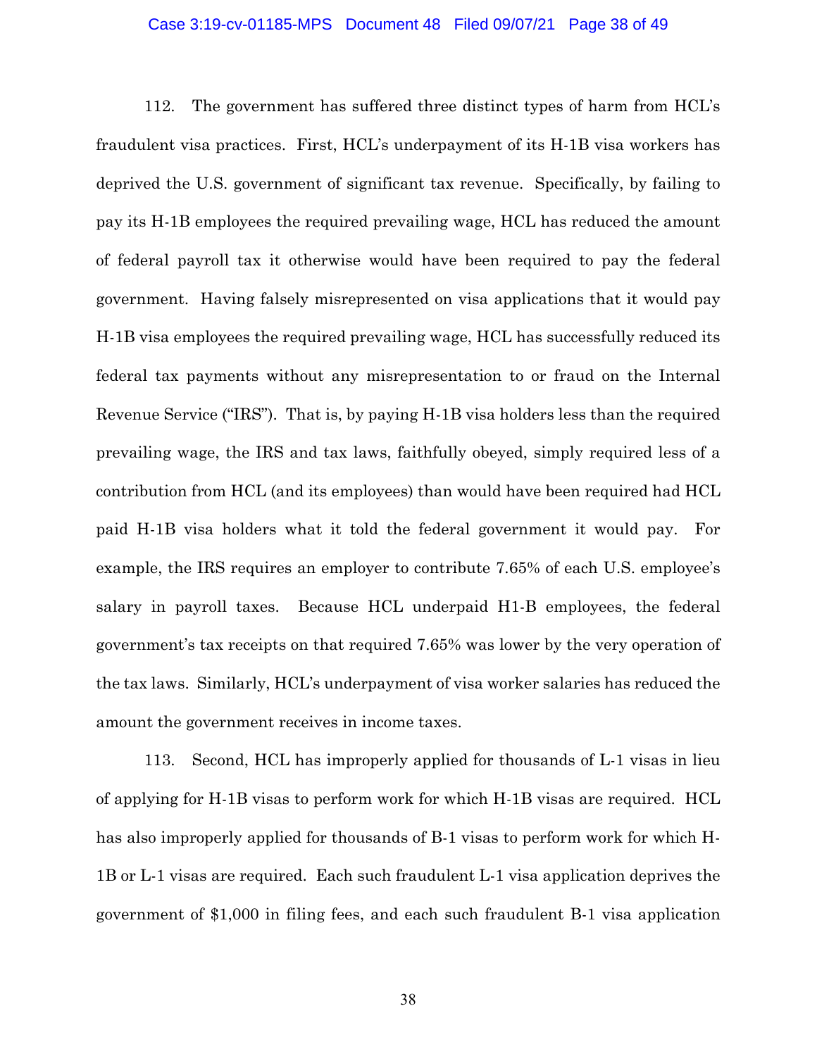112. The government has suffered three distinct types of harm from HCL's fraudulent visa practices. First, HCL's underpayment of its H-1B visa workers has deprived the U.S. government of significant tax revenue. Specifically, by failing to pay its H-1B employees the required prevailing wage, HCL has reduced the amount of federal payroll tax it otherwise would have been required to pay the federal government. Having falsely misrepresented on visa applications that it would pay H-1B visa employees the required prevailing wage, HCL has successfully reduced its federal tax payments without any misrepresentation to or fraud on the Internal Revenue Service ("IRS"). That is, by paying H-1B visa holders less than the required prevailing wage, the IRS and tax laws, faithfully obeyed, simply required less of a contribution from HCL (and its employees) than would have been required had HCL paid H-1B visa holders what it told the federal government it would pay. For example, the IRS requires an employer to contribute 7.65% of each U.S. employee's salary in payroll taxes. Because HCL underpaid H1-B employees, the federal government's tax receipts on that required 7.65% was lower by the very operation of the tax laws. Similarly, HCL's underpayment of visa worker salaries has reduced the amount the government receives in income taxes.

113. Second, HCL has improperly applied for thousands of L-1 visas in lieu of applying for H-1B visas to perform work for which H-1B visas are required. HCL has also improperly applied for thousands of B-1 visas to perform work for which H-1B or L-1 visas are required. Each such fraudulent L-1 visa application deprives the government of $1,000 in filing fees, and each such fraudulent B-1 visa application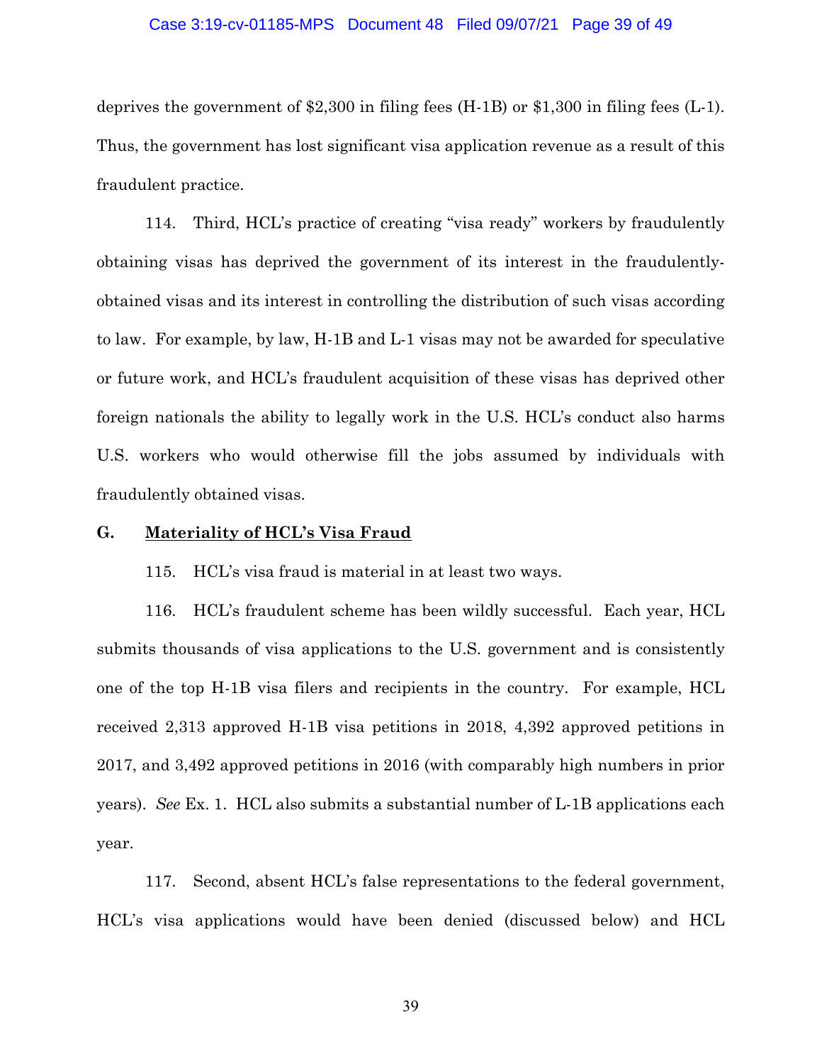deprives the government of $2,300 in filing fees (H-1B) or $1,300 in filing fees (L-1). Thus, the government has lost significant visa application revenue as a result of this fraudulent practice.

114. Third, HCL's practice of creating "visa ready" workers by fraudulently obtaining visas has deprived the government of its interest in the fraudulently-obtained visas and its interest in controlling the distribution of such visas according to law. For example, by law, H-1B and L-1 visas may not be awarded for speculative or future work, and HCL's fraudulent acquisition of these visas has deprived other foreign nationals the ability to legally work in the U.S. HCL's conduct also harms U.S. workers who would otherwise fill the jobs assumed by individuals with fraudulently obtained visas.

## G. <u>Materiality of HCL's Visa Fraud</u>

115. HCL's visa fraud is material in at least two ways.

116. HCL's fraudulent scheme has been wildly successful. Each year, HCL submits thousands of visa applications to the U.S. government and is consistently one of the top H-1B visa filers and recipients in the country. For example, HCL received 2,313 approved H-1B visa petitions in 2018, 4,392 approved petitions in 2017, and 3,492 approved petitions in 2016 (with comparably high numbers in prior years). *See* Ex. 1. HCL also submits a substantial number of L-1B applications each year.

117. Second, absent HCL's false representations to the federal government, HCL's visa applications would have been denied (discussed below) and HCL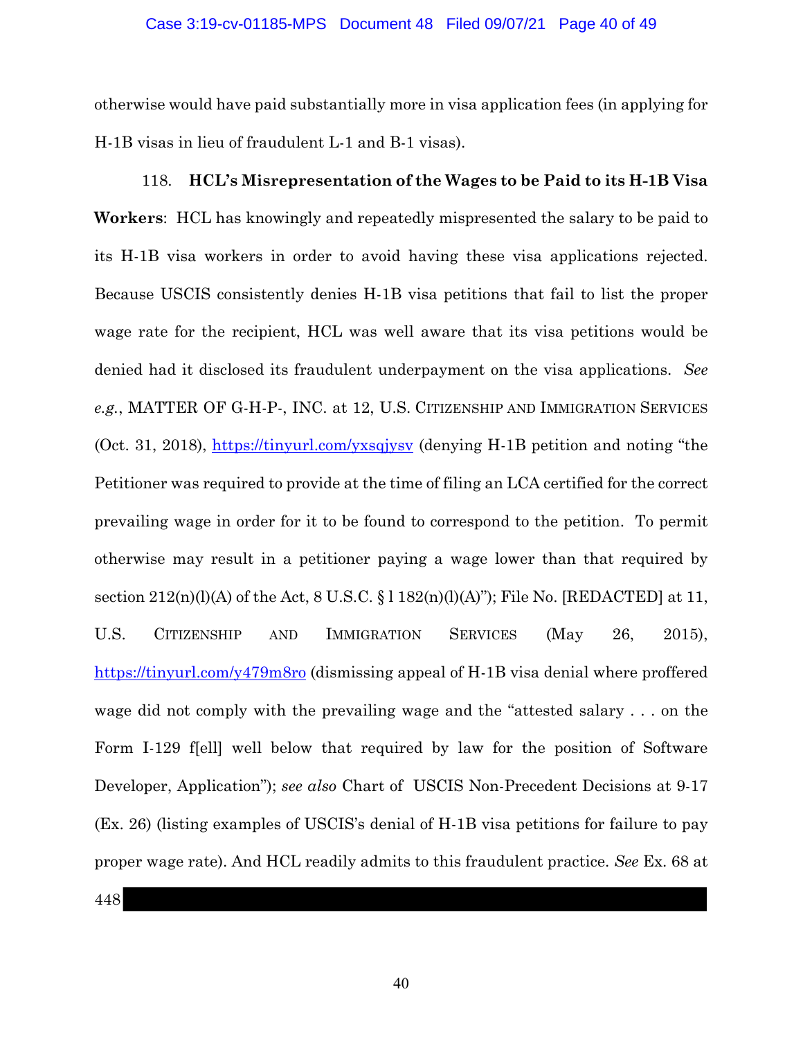otherwise would have paid substantially more in visa application fees (in applying for H-1B visas in lieu of fraudulent L-1 and B-1 visas).

118. **HCL's Misrepresentation of the Wages to be Paid to its H-1B Visa Workers**: HCL has knowingly and repeatedly mispresented the salary to be paid to its H-1B visa workers in order to avoid having these visa applications rejected. Because USCIS consistently denies H-1B visa petitions that fail to list the proper wage rate for the recipient, HCL was well aware that its visa petitions would be denied had it disclosed its fraudulent underpayment on the visa applications. *See e.g.*, MATTER OF G-H-P-, INC. at 12, U.S. CITIZENSHIP AND IMMIGRATION SERVICES (Oct. 31, 2018), https://tinyurl.com/yxsqjysv (denying H-1B petition and noting "the Petitioner was required to provide at the time of filing an LCA certified for the correct prevailing wage in order for it to be found to correspond to the petition. To permit otherwise may result in a petitioner paying a wage lower than that required by section 212(n)(l)(A) of the Act, 8 U.S.C. § l 182(n)(l)(A)"); File No. [REDACTED] at 11, U.S. CITIZENSHIP AND IMMIGRATION SERVICES (May 26, 2015), https://tinyurl.com/y479m8ro (dismissing appeal of H-1B visa denial where proffered wage did not comply with the prevailing wage and the "attested salary . . . on the Form I-129 f[ell] well below that required by law for the position of Software Developer, Application"); *see also* Chart of USCIS Non-Precedent Decisions at 9-17 (Ex. 26) (listing examples of USCIS's denial of H-1B visa petitions for failure to pay proper wage rate). And HCL readily admits to this fraudulent practice. *See* Ex. 68 at 448 [REDACTED]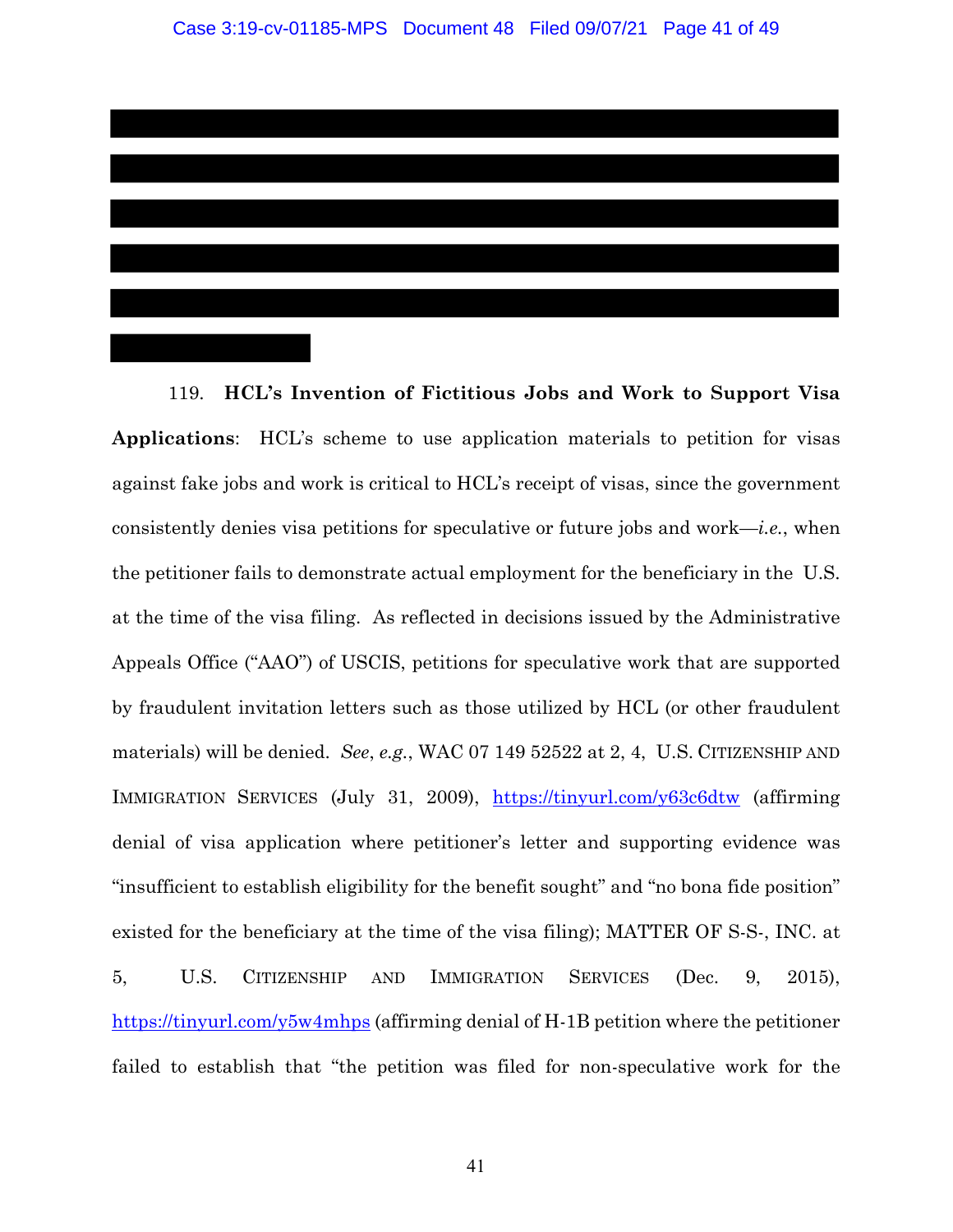119. **HCL's Invention of Fictitious Jobs and Work to Support Visa Applications**: HCL's scheme to use application materials to petition for visas against fake jobs and work is critical to HCL's receipt of visas, since the government consistently denies visa petitions for speculative or future jobs and work—*i.e.*, when the petitioner fails to demonstrate actual employment for the beneficiary in the U.S. at the time of the visa filing. As reflected in decisions issued by the Administrative Appeals Office ("AAO") of USCIS, petitions for speculative work that are supported by fraudulent invitation letters such as those utilized by HCL (or other fraudulent materials) will be denied. *See*, *e.g.*, WAC 07 149 52522 at 2, 4, U.S. CITIZENSHIP AND IMMIGRATION SERVICES (July 31, 2009), https://tinyurl.com/y63c6dtw (affirming denial of visa application where petitioner's letter and supporting evidence was "insufficient to establish eligibility for the benefit sought" and "no bona fide position" existed for the beneficiary at the time of the visa filing); MATTER OF S-S-, INC. at 5, U.S. CITIZENSHIP AND IMMIGRATION SERVICES (Dec. 9, 2015), https://tinyurl.com/y5w4mhps (affirming denial of H-1B petition where the petitioner failed to establish that "the petition was filed for non-speculative work for the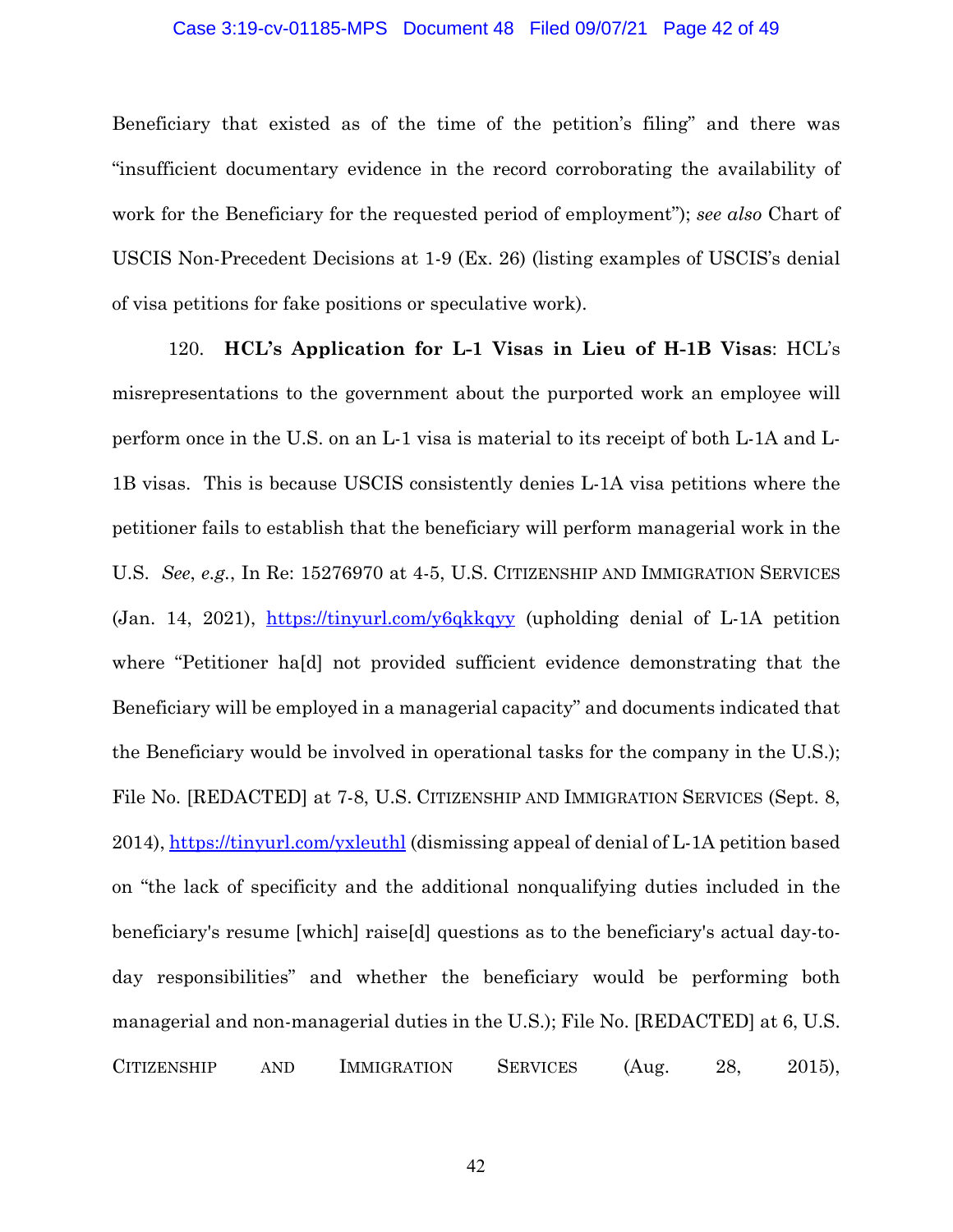Beneficiary that existed as of the time of the petition's filing" and there was "insufficient documentary evidence in the record corroborating the availability of work for the Beneficiary for the requested period of employment"); *see also* Chart of USCIS Non-Precedent Decisions at 1-9 (Ex. 26) (listing examples of USCIS's denial of visa petitions for fake positions or speculative work).

120. **HCL's Application for L-1 Visas in Lieu of H-1B Visas**: HCL's misrepresentations to the government about the purported work an employee will perform once in the U.S. on an L-1 visa is material to its receipt of both L-1A and L-1B visas. This is because USCIS consistently denies L-1A visa petitions where the petitioner fails to establish that the beneficiary will perform managerial work in the U.S. *See*, *e.g.*, In Re: 15276970 at 4-5, U.S. CITIZENSHIP AND IMMIGRATION SERVICES (Jan. 14, 2021), https://tinyurl.com/y6qkkqyy (upholding denial of L-1A petition where "Petitioner ha[d] not provided sufficient evidence demonstrating that the Beneficiary will be employed in a managerial capacity" and documents indicated that the Beneficiary would be involved in operational tasks for the company in the U.S.); File No. [REDACTED] at 7-8, U.S. CITIZENSHIP AND IMMIGRATION SERVICES (Sept. 8, 2014), https://tinyurl.com/yxleuthl (dismissing appeal of denial of L-1A petition based on "the lack of specificity and the additional nonqualifying duties included in the beneficiary's resume [which] raise[d] questions as to the beneficiary's actual day-to-day responsibilities" and whether the beneficiary would be performing both managerial and non-managerial duties in the U.S.); File No. [REDACTED] at 6, U.S. CITIZENSHIP AND IMMIGRATION SERVICES (Aug. 28, 2015),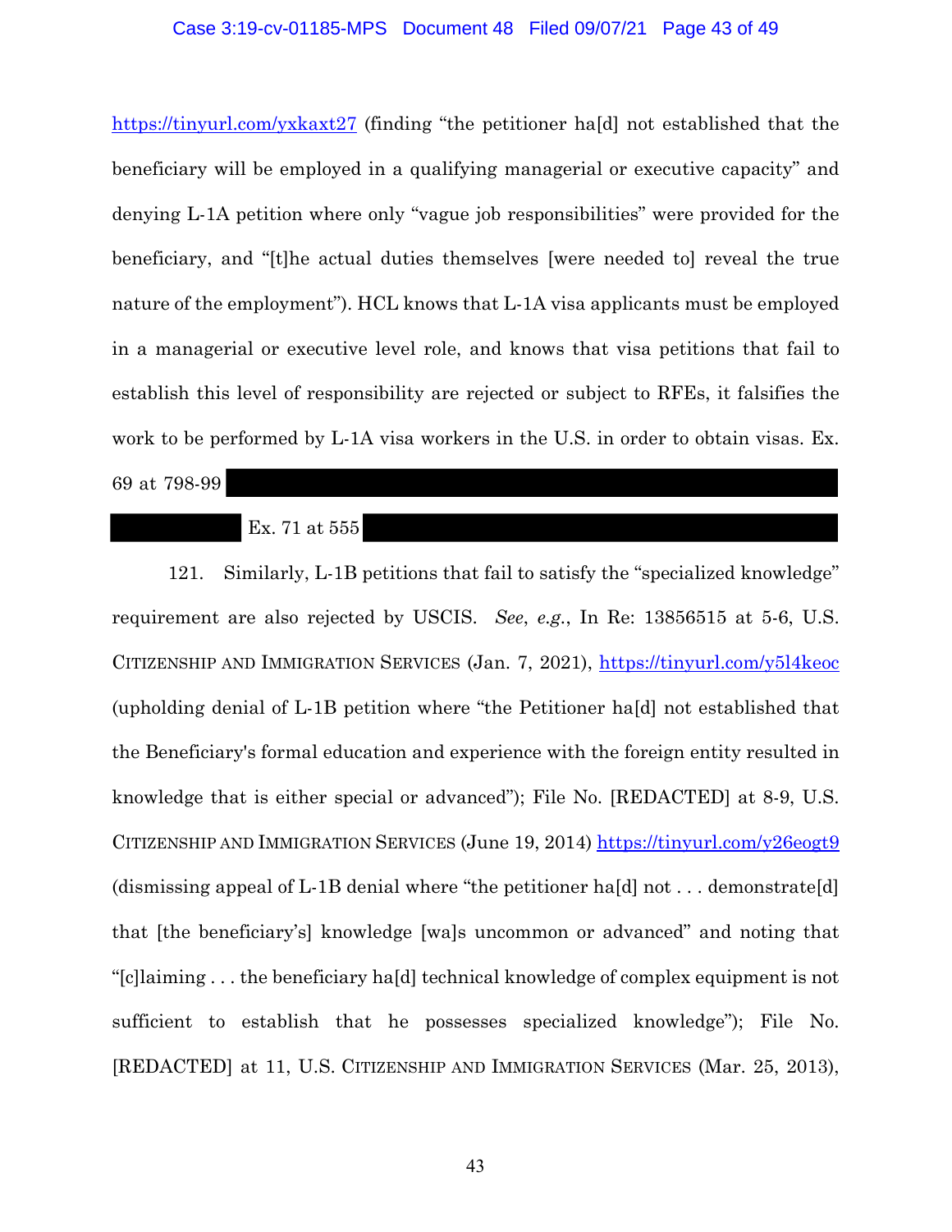https://tinyurl.com/yxkaxt27 (finding "the petitioner ha[d] not established that the beneficiary will be employed in a qualifying managerial or executive capacity" and denying L-1A petition where only "vague job responsibilities" were provided for the beneficiary, and "[t]he actual duties themselves [were needed to] reveal the true nature of the employment"). HCL knows that L-1A visa applicants must be employed in a managerial or executive level role, and knows that visa petitions that fail to establish this level of responsibility are rejected or subject to RFEs, it falsifies the work to be performed by L-1A visa workers in the U.S. in order to obtain visas. Ex. 69 at 798-99 ████████████████████████████████████

██████████ Ex. 71 at 555 ████████████████████████████████████

121. Similarly, L-1B petitions that fail to satisfy the "specialized knowledge" requirement are also rejected by USCIS. *See*, *e.g.*, In Re: 13856515 at 5-6, U.S. CITIZENSHIP AND IMMIGRATION SERVICES (Jan. 7, 2021), https://tinyurl.com/y5l4keoc (upholding denial of L-1B petition where "the Petitioner ha[d] not established that the Beneficiary's formal education and experience with the foreign entity resulted in knowledge that is either special or advanced"); File No. [REDACTED] at 8-9, U.S. CITIZENSHIP AND IMMIGRATION SERVICES (June 19, 2014) https://tinyurl.com/y26eogt9 (dismissing appeal of L-1B denial where "the petitioner ha[d] not . . . demonstrate[d] that [the beneficiary's] knowledge [wa]s uncommon or advanced" and noting that "[c]laiming . . . the beneficiary ha[d] technical knowledge of complex equipment is not sufficient to establish that he possesses specialized knowledge"); File No. [REDACTED] at 11, U.S. CITIZENSHIP AND IMMIGRATION SERVICES (Mar. 25, 2013),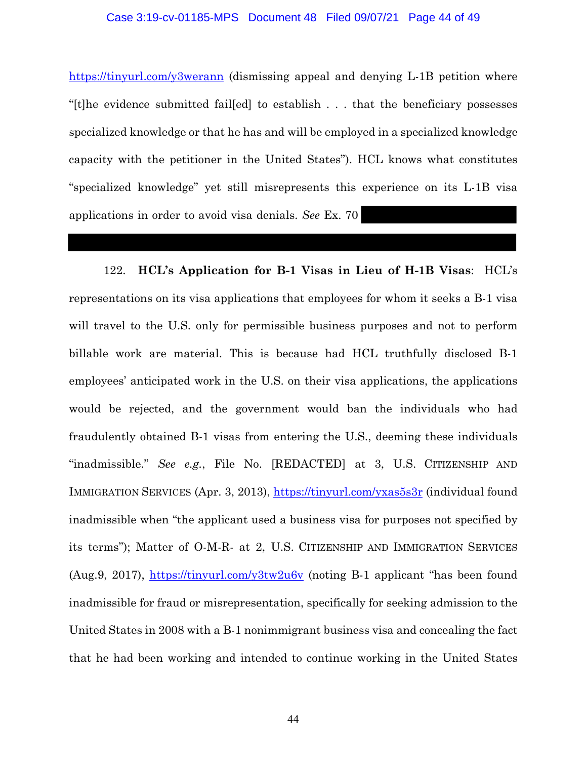https://tinyurl.com/y3werann (dismissing appeal and denying L-1B petition where "[t]he evidence submitted fail[ed] to establish . . . that the beneficiary possesses specialized knowledge or that he has and will be employed in a specialized knowledge capacity with the petitioner in the United States"). HCL knows what constitutes "specialized knowledge" yet still misrepresents this experience on its L-1B visa applications in order to avoid visa denials. *See* Ex. 70

122. **HCL's Application for B-1 Visas in Lieu of H-1B Visas**: HCL's representations on its visa applications that employees for whom it seeks a B-1 visa will travel to the U.S. only for permissible business purposes and not to perform billable work are material. This is because had HCL truthfully disclosed B-1 employees' anticipated work in the U.S. on their visa applications, the applications would be rejected, and the government would ban the individuals who had fraudulently obtained B-1 visas from entering the U.S., deeming these individuals "inadmissible." *See e.g.*, File No. [REDACTED] at 3, U.S. CITIZENSHIP AND IMMIGRATION SERVICES (Apr. 3, 2013), https://tinyurl.com/yxas5s3r (individual found inadmissible when "the applicant used a business visa for purposes not specified by its terms"); Matter of O-M-R- at 2, U.S. CITIZENSHIP AND IMMIGRATION SERVICES (Aug.9, 2017), https://tinyurl.com/y3tw2u6v (noting B-1 applicant "has been found inadmissible for fraud or misrepresentation, specifically for seeking admission to the United States in 2008 with a B-1 nonimmigrant business visa and concealing the fact that he had been working and intended to continue working in the United States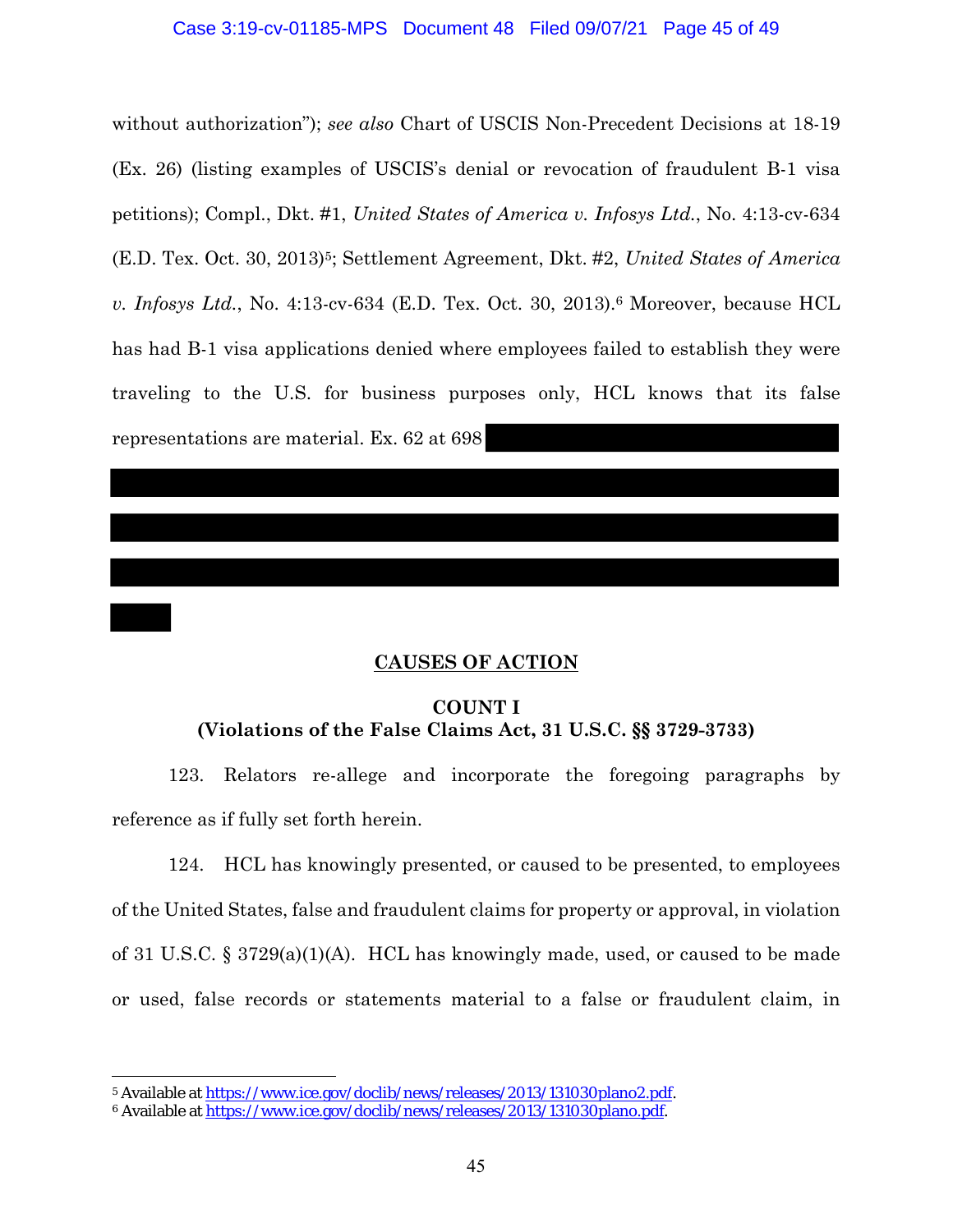without authorization"); *see also* Chart of USCIS Non-Precedent Decisions at 18-19 (Ex. 26) (listing examples of USCIS's denial or revocation of fraudulent B-1 visa petitions); Compl., Dkt. #1, *United States of America v. Infosys Ltd.*, No. 4:13-cv-634 (E.D. Tex. Oct. 30, 2013)[5]; Settlement Agreement, Dkt. #2, *United States of America v. Infosys Ltd.*, No. 4:13-cv-634 (E.D. Tex. Oct. 30, 2013).[6] Moreover, because HCL has had B-1 visa applications denied where employees failed to establish they were traveling to the U.S. for business purposes only, HCL knows that its false representations are material. Ex. 62 at 698

## CAUSES OF ACTION

### COUNT I
### (Violations of the False Claims Act, 31 U.S.C. §§ 3729-3733)

123. Relators re-allege and incorporate the foregoing paragraphs by reference as if fully set forth herein.

124. HCL has knowingly presented, or caused to be presented, to employees of the United States, false and fraudulent claims for property or approval, in violation of 31 U.S.C. § 3729(a)(1)(A). HCL has knowingly made, used, or caused to be made or used, false records or statements material to a false or fraudulent claim, in

---

[5] Available at https://www.ice.gov/doclib/news/releases/2013/131030plano2.pdf.

[6] Available at https://www.ice.gov/doclib/news/releases/2013/131030plano.pdf.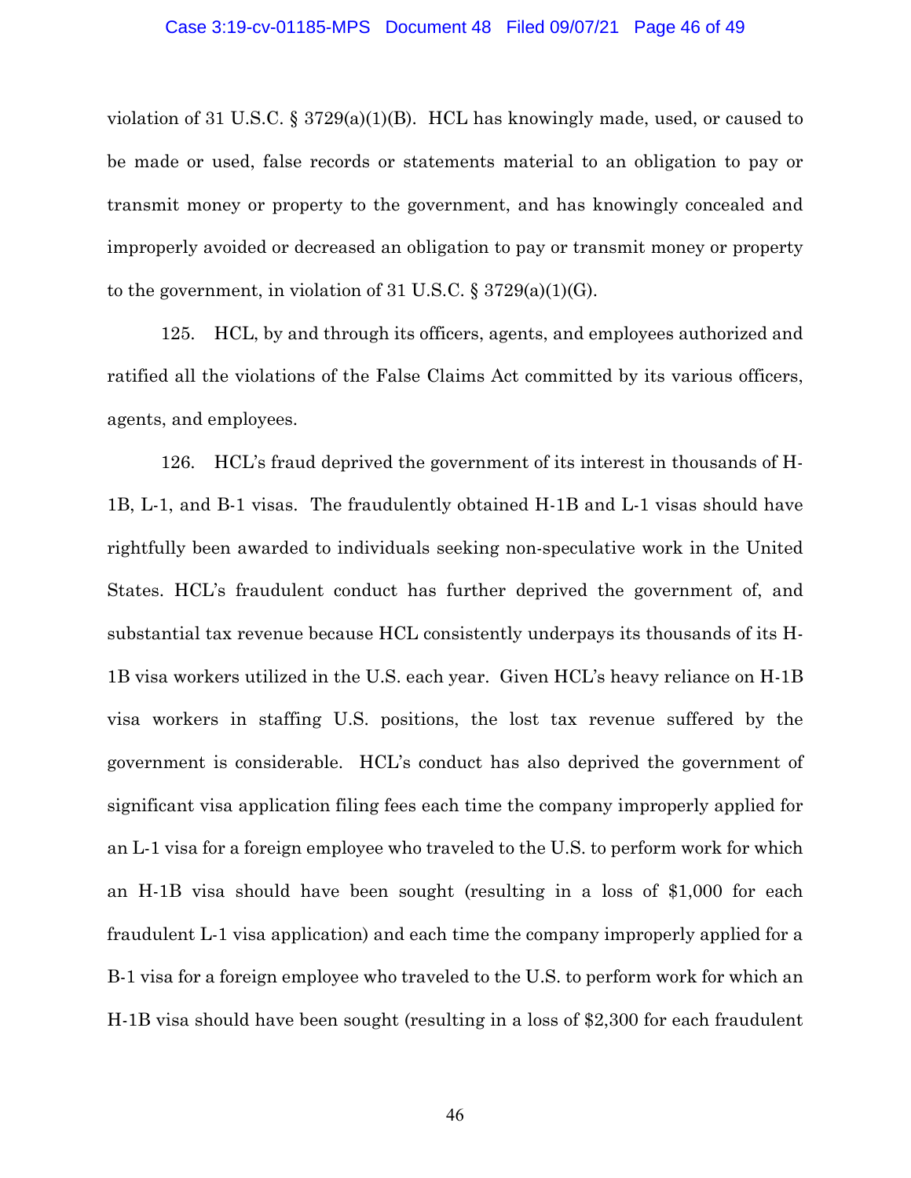violation of 31 U.S.C. § 3729(a)(1)(B). HCL has knowingly made, used, or caused to be made or used, false records or statements material to an obligation to pay or transmit money or property to the government, and has knowingly concealed and improperly avoided or decreased an obligation to pay or transmit money or property to the government, in violation of 31 U.S.C. § 3729(a)(1)(G).

125. HCL, by and through its officers, agents, and employees authorized and ratified all the violations of the False Claims Act committed by its various officers, agents, and employees.

126. HCL's fraud deprived the government of its interest in thousands of H-1B, L-1, and B-1 visas. The fraudulently obtained H-1B and L-1 visas should have rightfully been awarded to individuals seeking non-speculative work in the United States. HCL's fraudulent conduct has further deprived the government of, and substantial tax revenue because HCL consistently underpays its thousands of its H-1B visa workers utilized in the U.S. each year. Given HCL's heavy reliance on H-1B visa workers in staffing U.S. positions, the lost tax revenue suffered by the government is considerable. HCL's conduct has also deprived the government of significant visa application filing fees each time the company improperly applied for an L-1 visa for a foreign employee who traveled to the U.S. to perform work for which an H-1B visa should have been sought (resulting in a loss of $1,000 for each fraudulent L-1 visa application) and each time the company improperly applied for a B-1 visa for a foreign employee who traveled to the U.S. to perform work for which an H-1B visa should have been sought (resulting in a loss of $2,300 for each fraudulent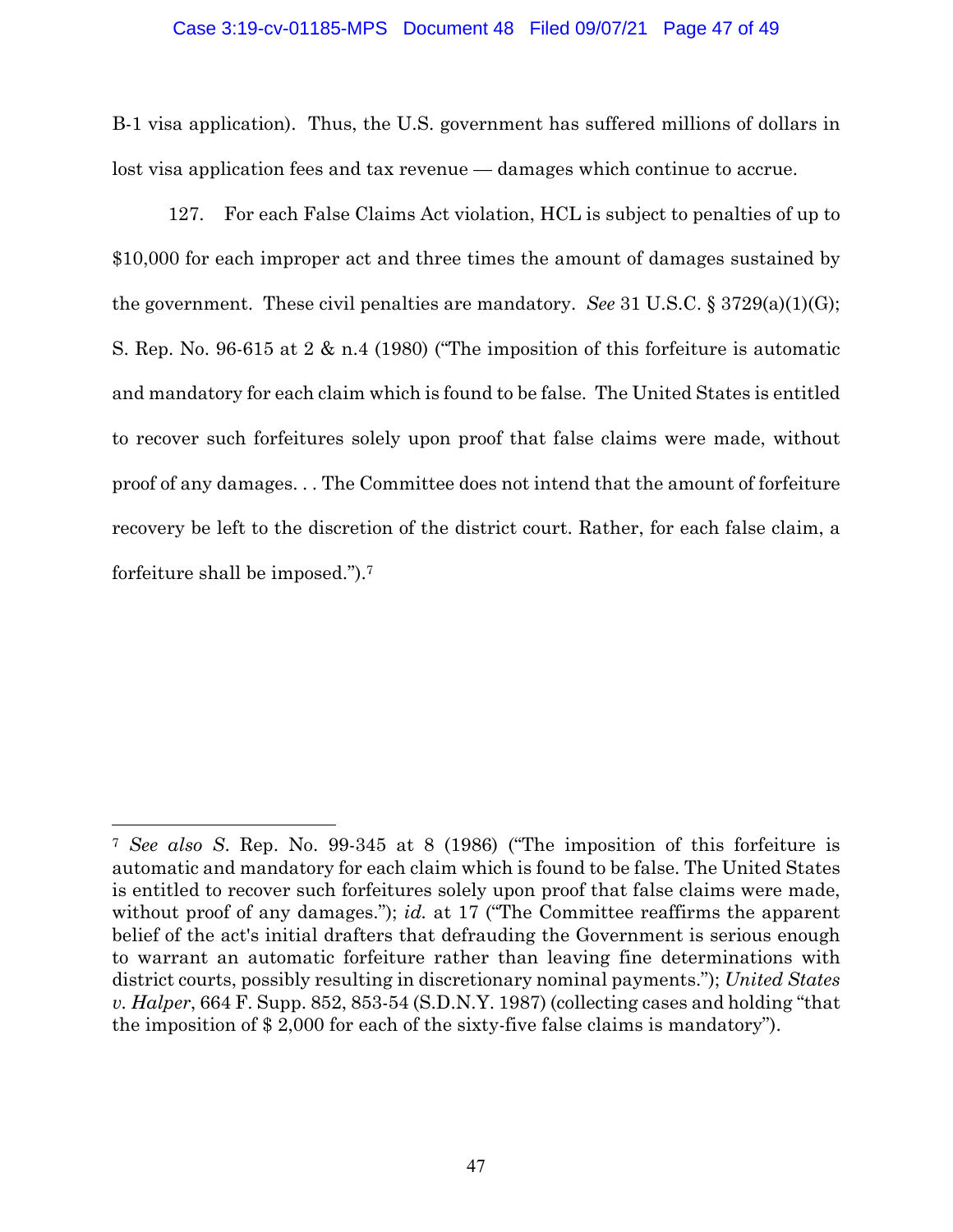B-1 visa application). Thus, the U.S. government has suffered millions of dollars in lost visa application fees and tax revenue — damages which continue to accrue.

127. For each False Claims Act violation, HCL is subject to penalties of up to $10,000 for each improper act and three times the amount of damages sustained by the government. These civil penalties are mandatory. *See* 31 U.S.C. § 3729(a)(1)(G); S. Rep. No. 96-615 at 2 & n.4 (1980) ("The imposition of this forfeiture is automatic and mandatory for each claim which is found to be false. The United States is entitled to recover such forfeitures solely upon proof that false claims were made, without proof of any damages. . . The Committee does not intend that the amount of forfeiture recovery be left to the discretion of the district court. Rather, for each false claim, a forfeiture shall be imposed.").[7]

---

[7] *See also* S. Rep. No. 99-345 at 8 (1986) ("The imposition of this forfeiture is automatic and mandatory for each claim which is found to be false. The United States is entitled to recover such forfeitures solely upon proof that false claims were made, without proof of any damages."); *id.* at 17 ("The Committee reaffirms the apparent belief of the act's initial drafters that defrauding the Government is serious enough to warrant an automatic forfeiture rather than leaving fine determinations with district courts, possibly resulting in discretionary nominal payments."); *United States v. Halper*, 664 F. Supp. 852, 853-54 (S.D.N.Y. 1987) (collecting cases and holding "that the imposition of $ 2,000 for each of the sixty-five false claims is mandatory").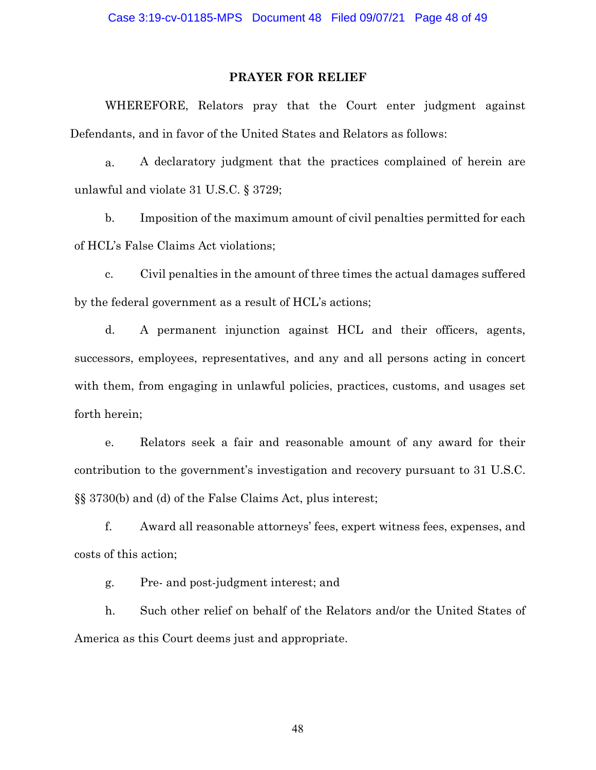## PRAYER FOR RELIEF

WHEREFORE, Relators pray that the Court enter judgment against Defendants, and in favor of the United States and Relators as follows:

a. A declaratory judgment that the practices complained of herein are unlawful and violate 31 U.S.C. § 3729;

b. Imposition of the maximum amount of civil penalties permitted for each of HCL's False Claims Act violations;

c. Civil penalties in the amount of three times the actual damages suffered by the federal government as a result of HCL's actions;

d. A permanent injunction against HCL and their officers, agents, successors, employees, representatives, and any and all persons acting in concert with them, from engaging in unlawful policies, practices, customs, and usages set forth herein;

e. Relators seek a fair and reasonable amount of any award for their contribution to the government's investigation and recovery pursuant to 31 U.S.C. §§ 3730(b) and (d) of the False Claims Act, plus interest;

f. Award all reasonable attorneys' fees, expert witness fees, expenses, and costs of this action;

g. Pre- and post-judgment interest; and

h. Such other relief on behalf of the Relators and/or the United States of America as this Court deems just and appropriate.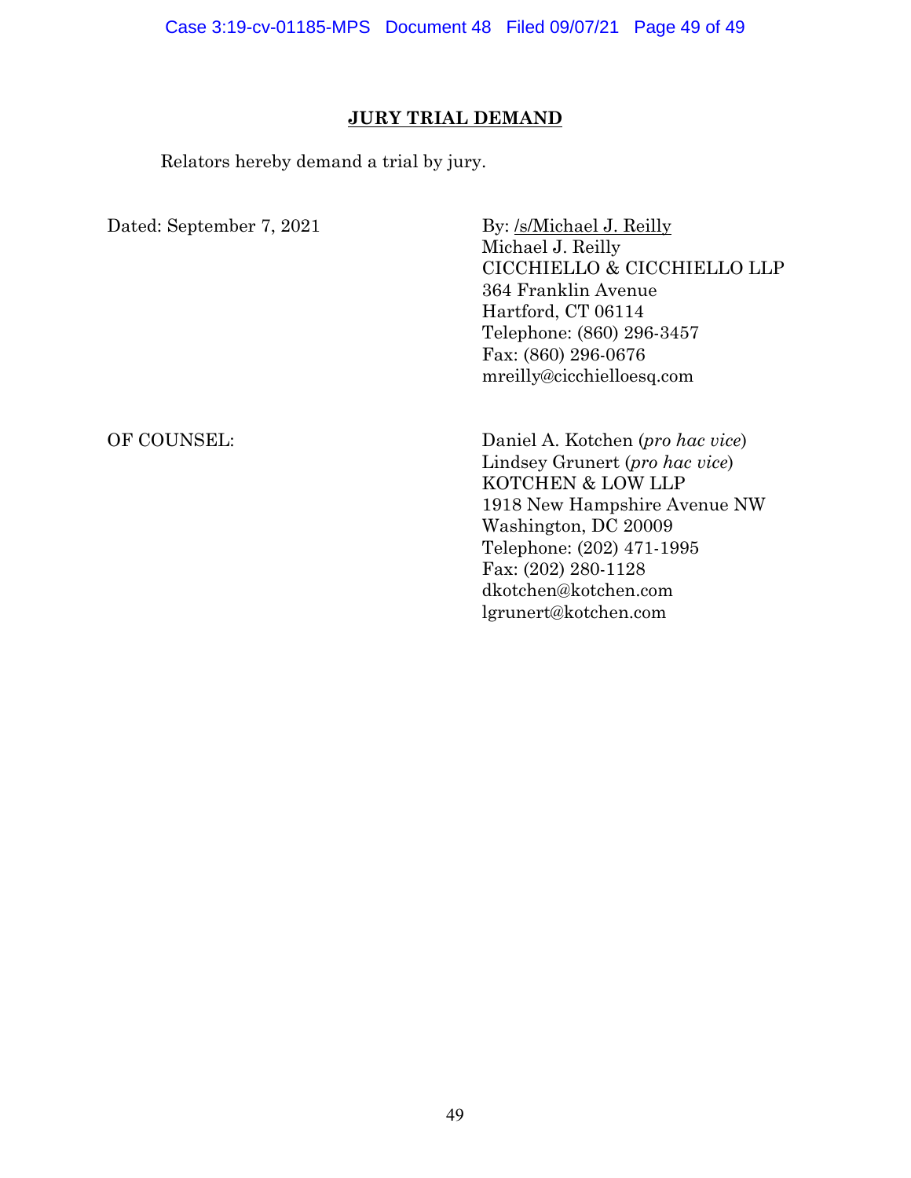## JURY TRIAL DEMAND

Relators hereby demand a trial by jury.

Dated: September 7, 2021

By: /s/Michael J. Reilly
Michael J. Reilly
CICCHIELLO & CICCHIELLO LLP
364 Franklin Avenue
Hartford, CT 06114
Telephone: (860) 296-3457
Fax: (860) 296-0676
mreilly@cicchielloesq.com

OF COUNSEL:

Daniel A. Kotchen (*pro hac vice*)
Lindsey Grunert (*pro hac vice*)
KOTCHEN & LOW LLP
1918 New Hampshire Avenue NW
Washington, DC 20009
Telephone: (202) 471-1995
Fax: (202) 280-1128
dkotchen@kotchen.com
lgrunert@kotchen.com